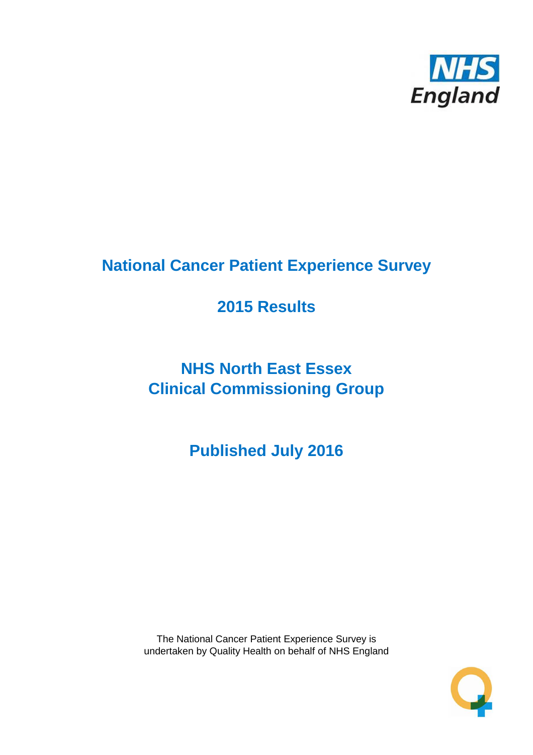NHS England

# National Cancer Patient Experience Survey

## 2015 Results

## NHS North East Essex Clinical Commissioning Group

## Published July 2016

The National Cancer Patient Experience Survey is undertaken by Quality Health on behalf of NHS England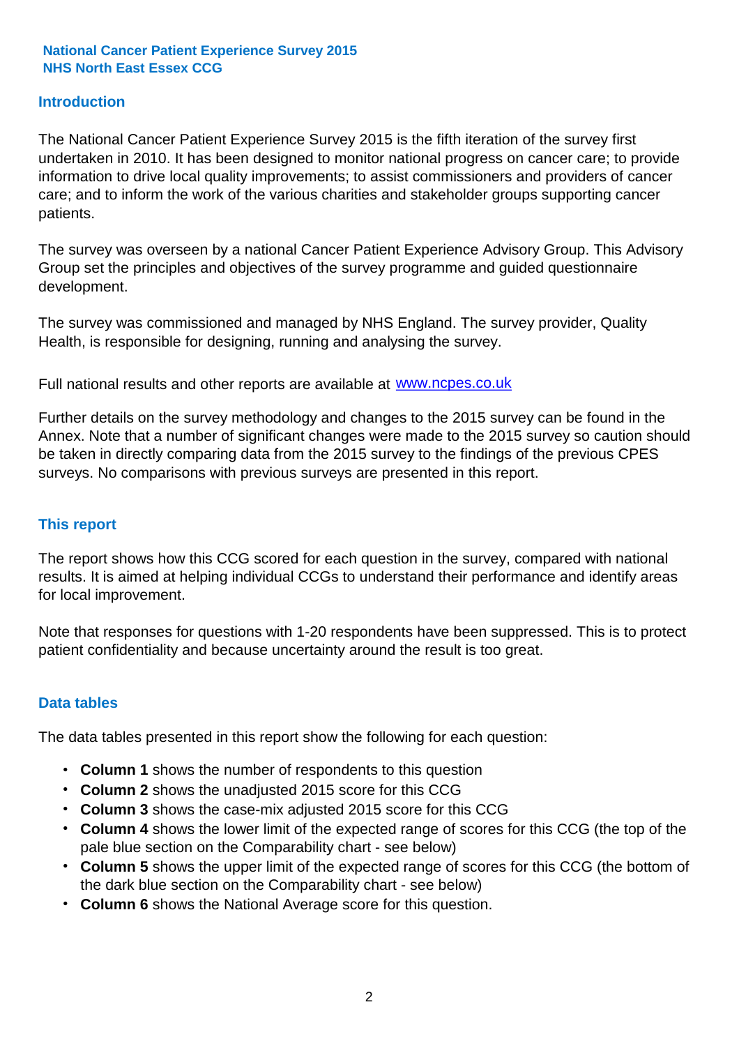**National Cancer Patient Experience Survey 2015**
**NHS North East Essex CCG**

## Introduction

The National Cancer Patient Experience Survey 2015 is the fifth iteration of the survey first undertaken in 2010. It has been designed to monitor national progress on cancer care; to provide information to drive local quality improvements; to assist commissioners and providers of cancer care; and to inform the work of the various charities and stakeholder groups supporting cancer patients.

The survey was overseen by a national Cancer Patient Experience Advisory Group. This Advisory Group set the principles and objectives of the survey programme and guided questionnaire development.

The survey was commissioned and managed by NHS England. The survey provider, Quality Health, is responsible for designing, running and analysing the survey.

Full national results and other reports are available at [www.ncpes.co.uk](http://www.ncpes.co.uk)

Further details on the survey methodology and changes to the 2015 survey can be found in the Annex. Note that a number of significant changes were made to the 2015 survey so caution should be taken in directly comparing data from the 2015 survey to the findings of the previous CPES surveys. No comparisons with previous surveys are presented in this report.

## This report

The report shows how this CCG scored for each question in the survey, compared with national results. It is aimed at helping individual CCGs to understand their performance and identify areas for local improvement.

Note that responses for questions with 1-20 respondents have been suppressed. This is to protect patient confidentiality and because uncertainty around the result is too great.

## Data tables

The data tables presented in this report show the following for each question:

- **Column 1** shows the number of respondents to this question
- **Column 2** shows the unadjusted 2015 score for this CCG
- **Column 3** shows the case-mix adjusted 2015 score for this CCG
- **Column 4** shows the lower limit of the expected range of scores for this CCG (the top of the pale blue section on the Comparability chart - see below)
- **Column 5** shows the upper limit of the expected range of scores for this CCG (the bottom of the dark blue section on the Comparability chart - see below)
- **Column 6** shows the National Average score for this question.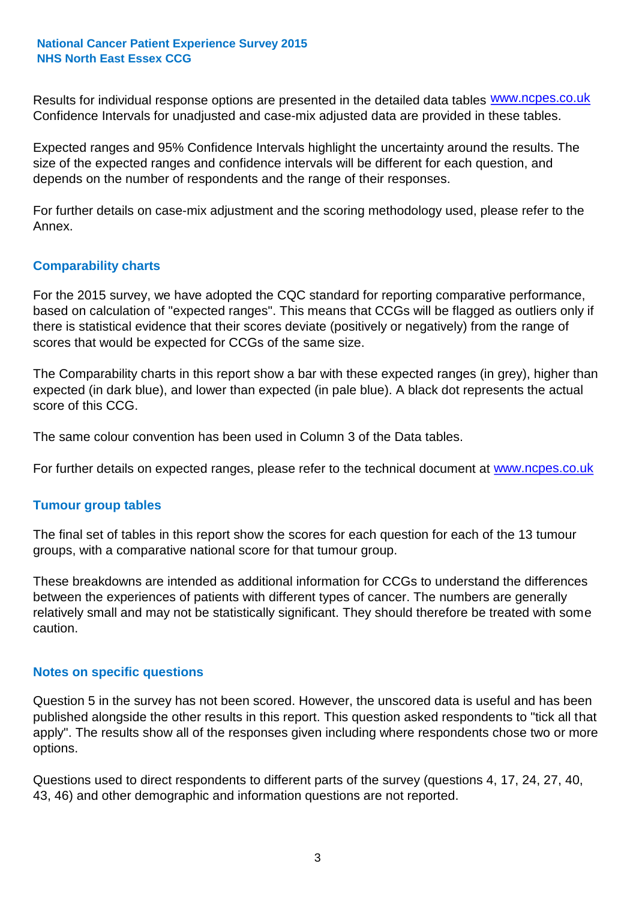Results for individual response options are presented in the detailed data tables www.ncpes.co.uk Confidence Intervals for unadjusted and case-mix adjusted data are provided in these tables.

Expected ranges and 95% Confidence Intervals highlight the uncertainty around the results. The size of the expected ranges and confidence intervals will be different for each question, and depends on the number of respondents and the range of their responses.

For further details on case-mix adjustment and the scoring methodology used, please refer to the Annex.

## Comparability charts

For the 2015 survey, we have adopted the CQC standard for reporting comparative performance, based on calculation of "expected ranges". This means that CCGs will be flagged as outliers only if there is statistical evidence that their scores deviate (positively or negatively) from the range of scores that would be expected for CCGs of the same size.

The Comparability charts in this report show a bar with these expected ranges (in grey), higher than expected (in dark blue), and lower than expected (in pale blue). A black dot represents the actual score of this CCG.

The same colour convention has been used in Column 3 of the Data tables.

For further details on expected ranges, please refer to the technical document at www.ncpes.co.uk

## Tumour group tables

The final set of tables in this report show the scores for each question for each of the 13 tumour groups, with a comparative national score for that tumour group.

These breakdowns are intended as additional information for CCGs to understand the differences between the experiences of patients with different types of cancer. The numbers are generally relatively small and may not be statistically significant. They should therefore be treated with some caution.

## Notes on specific questions

Question 5 in the survey has not been scored. However, the unscored data is useful and has been published alongside the other results in this report. This question asked respondents to "tick all that apply". The results show all of the responses given including where respondents chose two or more options.

Questions used to direct respondents to different parts of the survey (questions 4, 17, 24, 27, 40, 43, 46) and other demographic and information questions are not reported.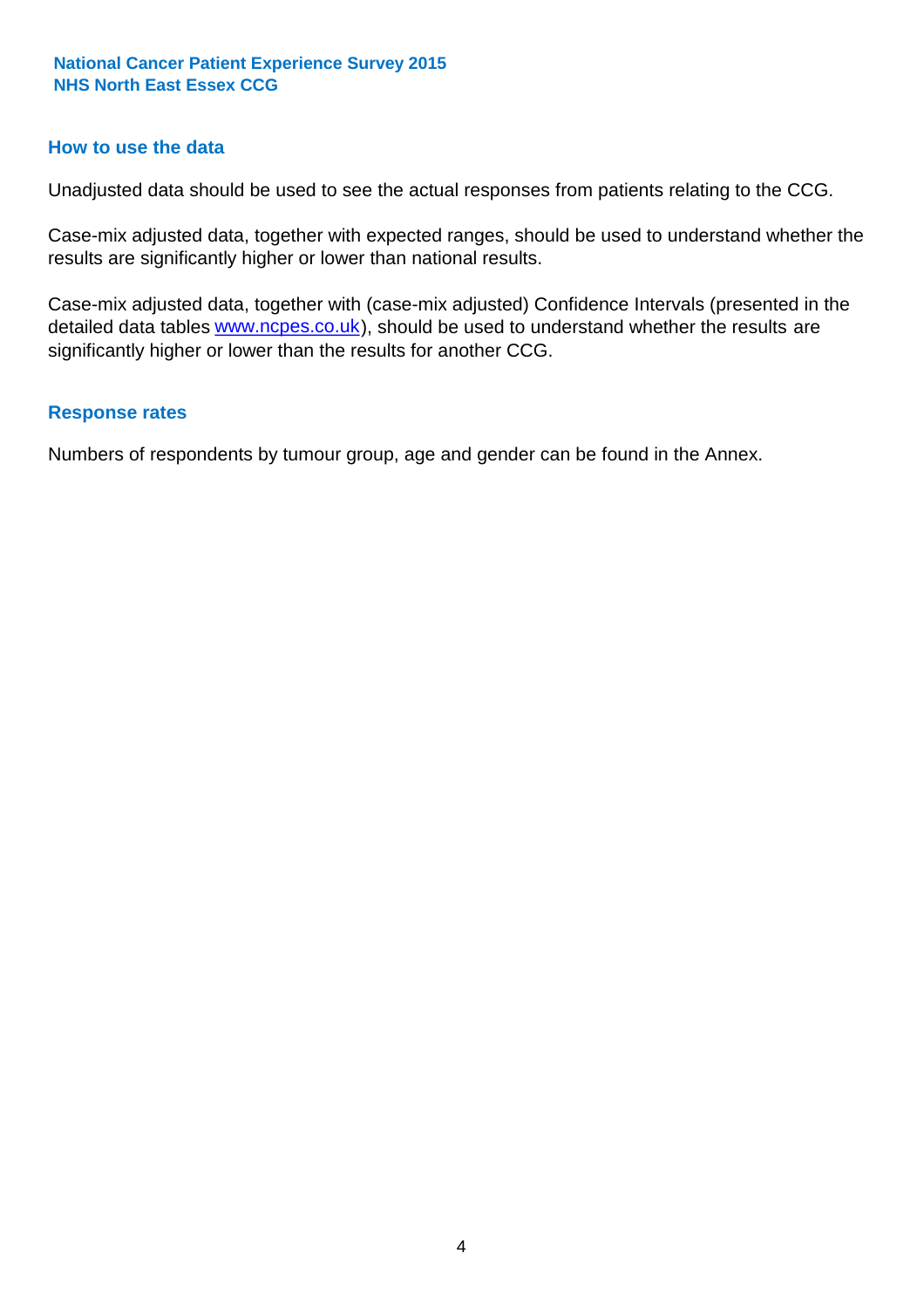## How to use the data

Unadjusted data should be used to see the actual responses from patients relating to the CCG.

Case-mix adjusted data, together with expected ranges, should be used to understand whether the results are significantly higher or lower than national results.

Case-mix adjusted data, together with (case-mix adjusted) Confidence Intervals (presented in the detailed data tables www.ncpes.co.uk), should be used to understand whether the results are significantly higher or lower than the results for another CCG.

## Response rates

Numbers of respondents by tumour group, age and gender can be found in the Annex.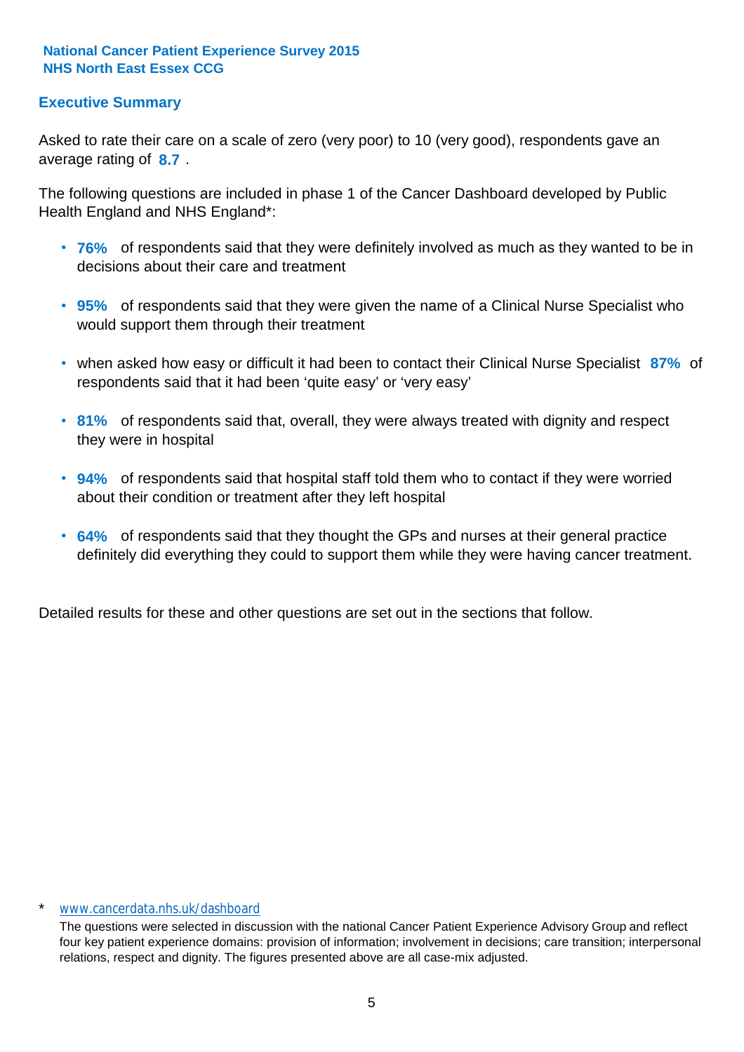**National Cancer Patient Experience Survey 2015**
**NHS North East Essex CCG**

## Executive Summary

Asked to rate their care on a scale of zero (very poor) to 10 (very good), respondents gave an average rating of **8.7** .

The following questions are included in phase 1 of the Cancer Dashboard developed by Public Health England and NHS England*:

- **76%** of respondents said that they were definitely involved as much as they wanted to be in decisions about their care and treatment
- **95%** of respondents said that they were given the name of a Clinical Nurse Specialist who would support them through their treatment
- when asked how easy or difficult it had been to contact their Clinical Nurse Specialist **87%** of respondents said that it had been 'quite easy' or 'very easy'
- **81%** of respondents said that, overall, they were always treated with dignity and respect they were in hospital
- **94%** of respondents said that hospital staff told them who to contact if they were worried about their condition or treatment after they left hospital
- **64%** of respondents said that they thought the GPs and nurses at their general practice definitely did everything they could to support them while they were having cancer treatment.

Detailed results for these and other questions are set out in the sections that follow.

\* www.cancerdata.nhs.uk/dashboard

The questions were selected in discussion with the national Cancer Patient Experience Advisory Group and reflect four key patient experience domains: provision of information; involvement in decisions; care transition; interpersonal relations, respect and dignity. The figures presented above are all case-mix adjusted.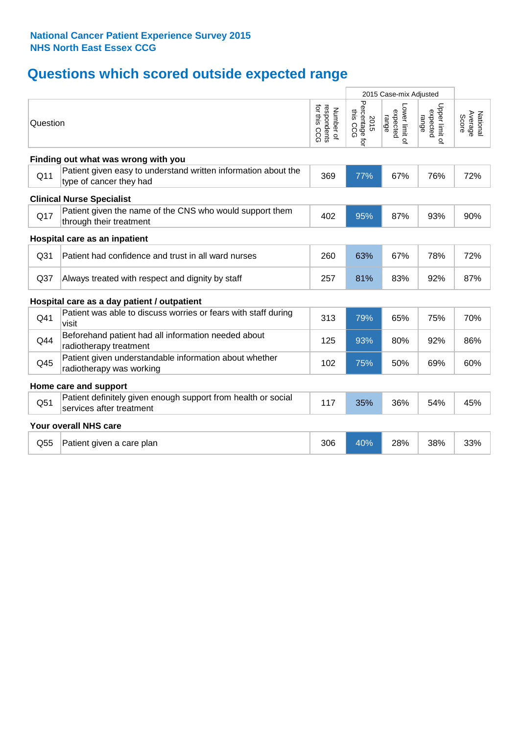**National Cancer Patient Experience Survey 2015**
**NHS North East Essex CCG**

# Questions which scored outside expected range

| | Question | Number of respondents for this CCG | 2015 Case-mix Adjusted | | | National Average Score |
|---|---|---|---|---|---|---|
| | | | 2015 Percentage for this CCG | Lower limit of expected range | Upper limit of expected range | |
| **Finding out what was wrong with you** | | | | | | |
| Q11 | Patient given easy to understand written information about the type of cancer they had | 369 | 77% | 67% | 76% | 72% |
| **Clinical Nurse Specialist** | | | | | | |
| Q17 | Patient given the name of the CNS who would support them through their treatment | 402 | 95% | 87% | 93% | 90% |
| **Hospital care as an inpatient** | | | | | | |
| Q31 | Patient had confidence and trust in all ward nurses | 260 | 63% | 67% | 78% | 72% |
| Q37 | Always treated with respect and dignity by staff | 257 | 81% | 83% | 92% | 87% |
| **Hospital care as a day patient / outpatient** | | | | | | |
| Q41 | Patient was able to discuss worries or fears with staff during visit | 313 | 79% | 65% | 75% | 70% |
| Q44 | Beforehand patient had all information needed about radiotherapy treatment | 125 | 93% | 80% | 92% | 86% |
| Q45 | Patient given understandable information about whether radiotherapy was working | 102 | 75% | 50% | 69% | 60% |
| **Home care and support** | | | | | | |
| Q51 | Patient definitely given enough support from health or social services after treatment | 117 | 35% | 36% | 54% | 45% |
| **Your overall NHS care** | | | | | | |
| Q55 | Patient given a care plan | 306 | 40% | 28% | 38% | 33% |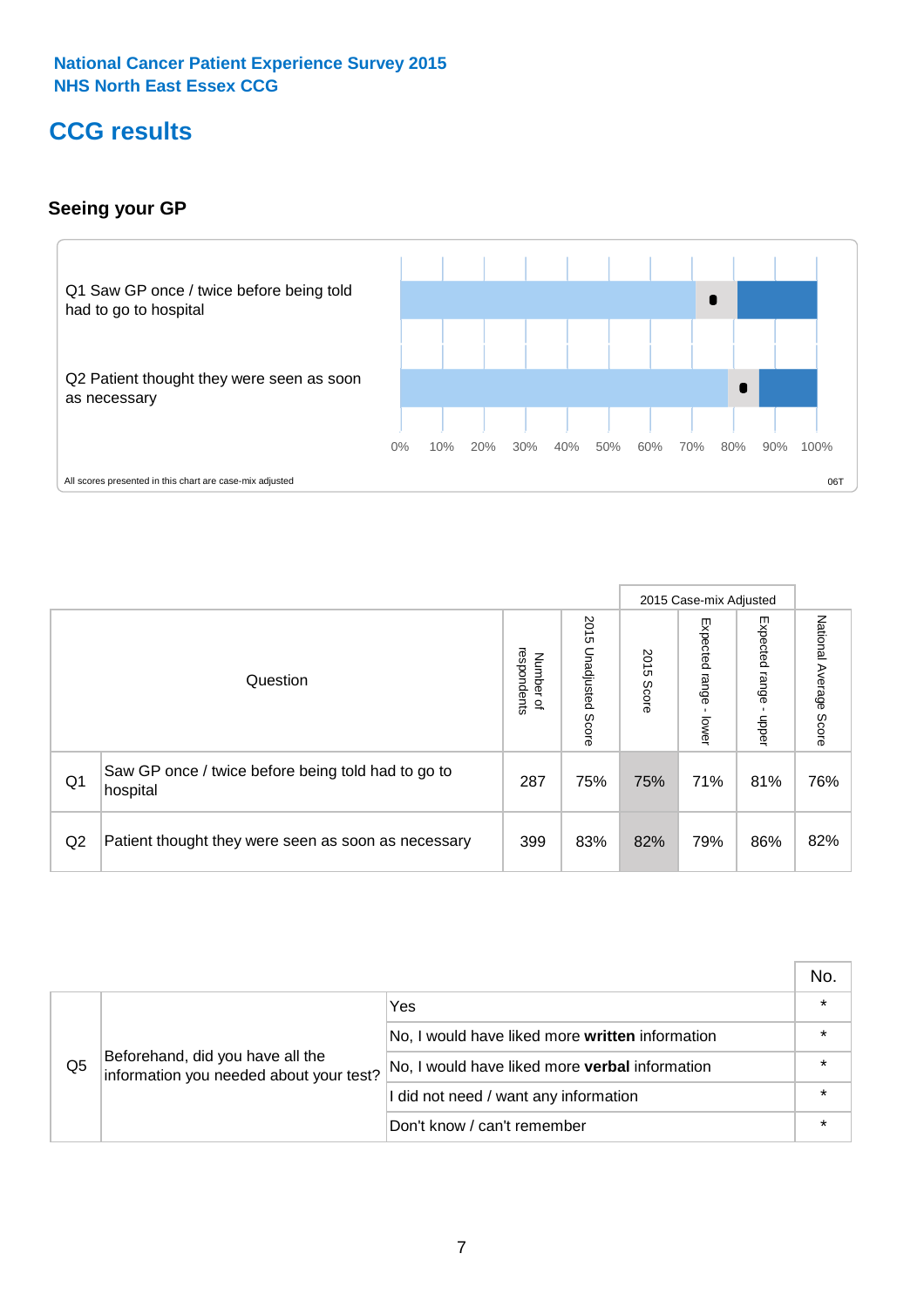National Cancer Patient Experience Survey 2015
NHS North East Essex CCG

# CCG results

## Seeing your GP

Q1 Saw GP once / twice before being told had to go to hospital

Q2 Patient thought they were seen as soon as necessary

0% 10% 20% 30% 40% 50% 60% 70% 80% 90% 100%

All scores presented in this chart are case-mix adjusted

06T

| | Question | Number of respondents | 2015 Unadjusted Score | 2015 Case-mix Adjusted: 2015 Score | 2015 Case-mix Adjusted: Expected range - lower | 2015 Case-mix Adjusted: Expected range - upper | National Average Score |
|---|---|---|---|---|---|---|---|
| Q1 | Saw GP once / twice before being told had to go to hospital | 287 | 75% | 75% | 71% | 81% | 76% |
| Q2 | Patient thought they were seen as soon as necessary | 399 | 83% | 82% | 79% | 86% | 82% |

| | | | No. |
|---|---|---|---|
| Q5 | Beforehand, did you have all the information you needed about your test? | Yes | * |
| | | No, I would have liked more **written** information | * |
| | | No, I would have liked more **verbal** information | * |
| | | I did not need / want any information | * |
| | | Don't know / can't remember | * |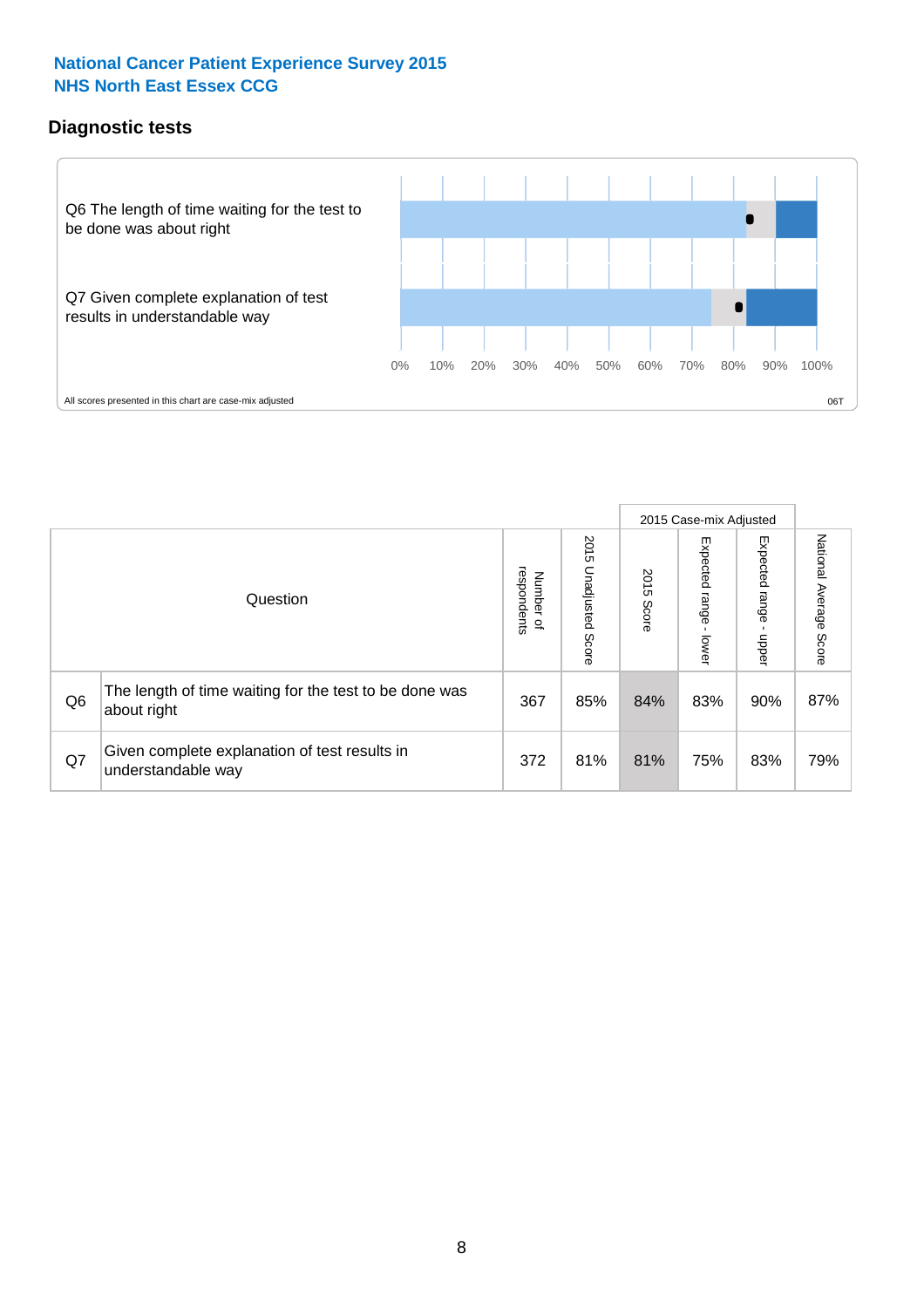# National Cancer Patient Experience Survey 2015
# NHS North East Essex CCG

## Diagnostic tests

Q6 The length of time waiting for the test to be done was about right

Q7 Given complete explanation of test results in understandable way

0% 10% 20% 30% 40% 50% 60% 70% 80% 90% 100%

All scores presented in this chart are case-mix adjusted

06T

| Question | | Number of respondents | 2015 Unadjusted Score | 2015 Case-mix Adjusted | | | National Average Score |
|---|---|---|---|---|---|---|---|
| | | | | 2015 Score | Expected range - lower | Expected range - upper | |
| Q6 | The length of time waiting for the test to be done was about right | 367 | 85% | 84% | 83% | 90% | 87% |
| Q7 | Given complete explanation of test results in understandable way | 372 | 81% | 81% | 75% | 83% | 79% |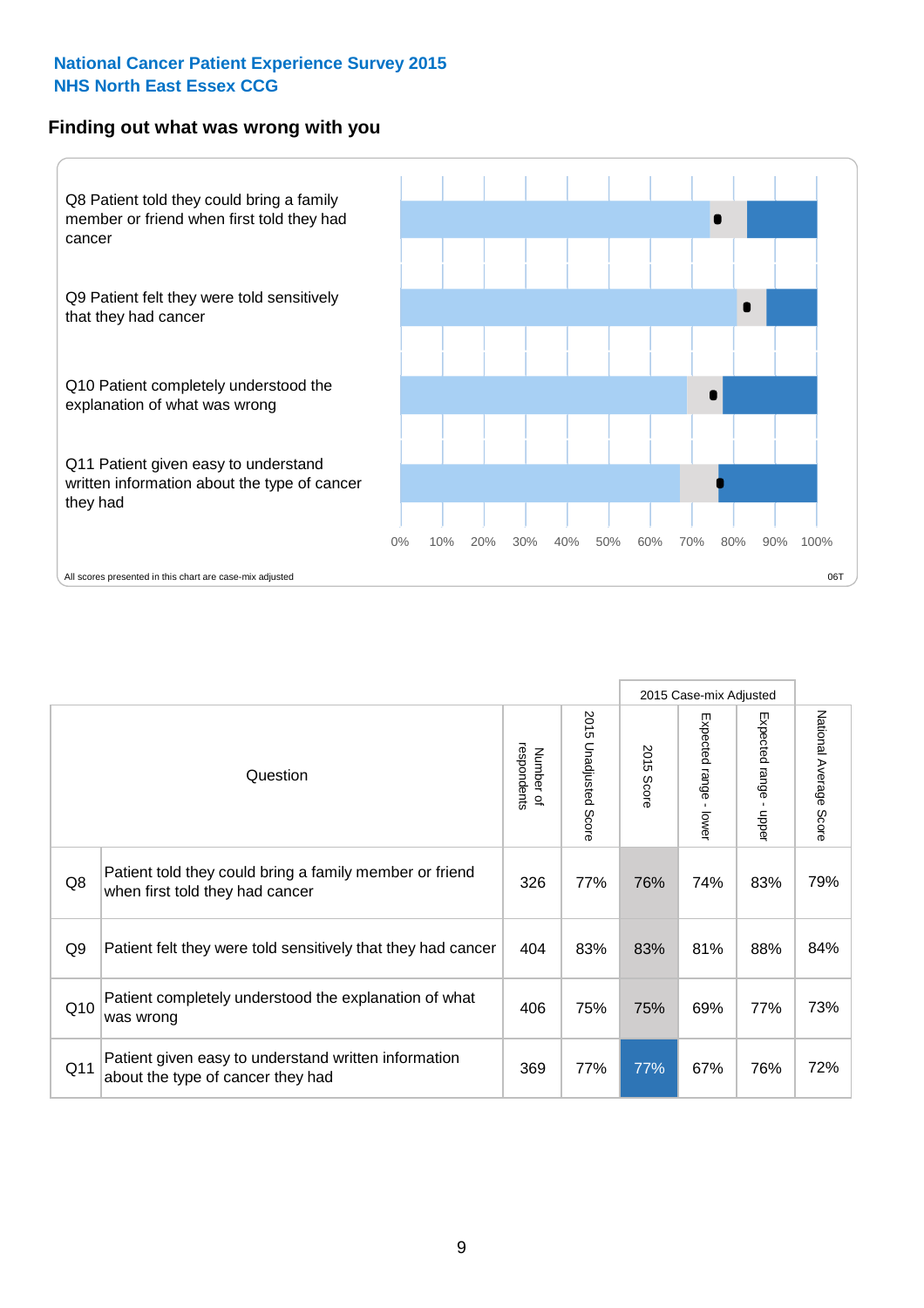**National Cancer Patient Experience Survey 2015**
**NHS North East Essex CCG**

## Finding out what was wrong with you

Q8 Patient told they could bring a family member or friend when first told they had cancer

Q9 Patient felt they were told sensitively that they had cancer

Q10 Patient completely understood the explanation of what was wrong

Q11 Patient given easy to understand written information about the type of cancer they had

0% 10% 20% 30% 40% 50% 60% 70% 80% 90% 100%

All scores presented in this chart are case-mix adjusted

06T

| | Question | Number of respondents | 2015 Unadjusted Score | 2015 Case-mix Adjusted: 2015 Score | 2015 Case-mix Adjusted: Expected range - lower | 2015 Case-mix Adjusted: Expected range - upper | National Average Score |
|---|---|---|---|---|---|---|---|
| Q8 | Patient told they could bring a family member or friend when first told they had cancer | 326 | 77% | 76% | 74% | 83% | 79% |
| Q9 | Patient felt they were told sensitively that they had cancer | 404 | 83% | 83% | 81% | 88% | 84% |
| Q10 | Patient completely understood the explanation of what was wrong | 406 | 75% | 75% | 69% | 77% | 73% |
| Q11 | Patient given easy to understand written information about the type of cancer they had | 369 | 77% | 77% | 67% | 76% | 72% |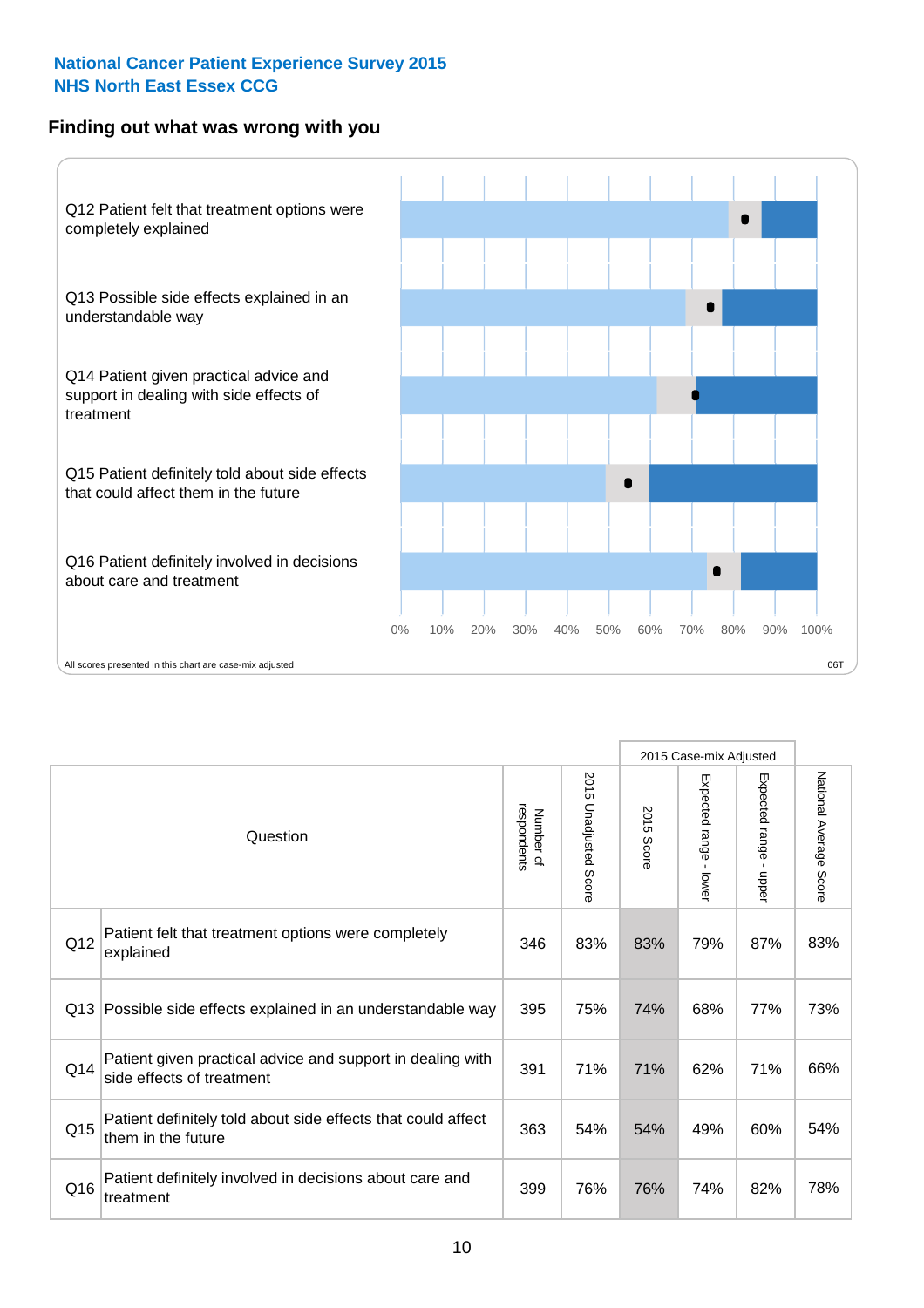National Cancer Patient Experience Survey 2015
NHS North East Essex CCG

## Finding out what was wrong with you

Q12 Patient felt that treatment options were completely explained

Q13 Possible side effects explained in an understandable way

Q14 Patient given practical advice and support in dealing with side effects of treatment

Q15 Patient definitely told about side effects that could affect them in the future

Q16 Patient definitely involved in decisions about care and treatment

0% 10% 20% 30% 40% 50% 60% 70% 80% 90% 100%

All scores presented in this chart are case-mix adjusted

06T

| | Question | Number of respondents | 2015 Unadjusted Score | 2015 Case-mix Adjusted: 2015 Score | 2015 Case-mix Adjusted: Expected range - lower | 2015 Case-mix Adjusted: Expected range - upper | National Average Score |
|---|---|---|---|---|---|---|---|
| Q12 | Patient felt that treatment options were completely explained | 346 | 83% | 83% | 79% | 87% | 83% |
| Q13 | Possible side effects explained in an understandable way | 395 | 75% | 74% | 68% | 77% | 73% |
| Q14 | Patient given practical advice and support in dealing with side effects of treatment | 391 | 71% | 71% | 62% | 71% | 66% |
| Q15 | Patient definitely told about side effects that could affect them in the future | 363 | 54% | 54% | 49% | 60% | 54% |
| Q16 | Patient definitely involved in decisions about care and treatment | 399 | 76% | 76% | 74% | 82% | 78% |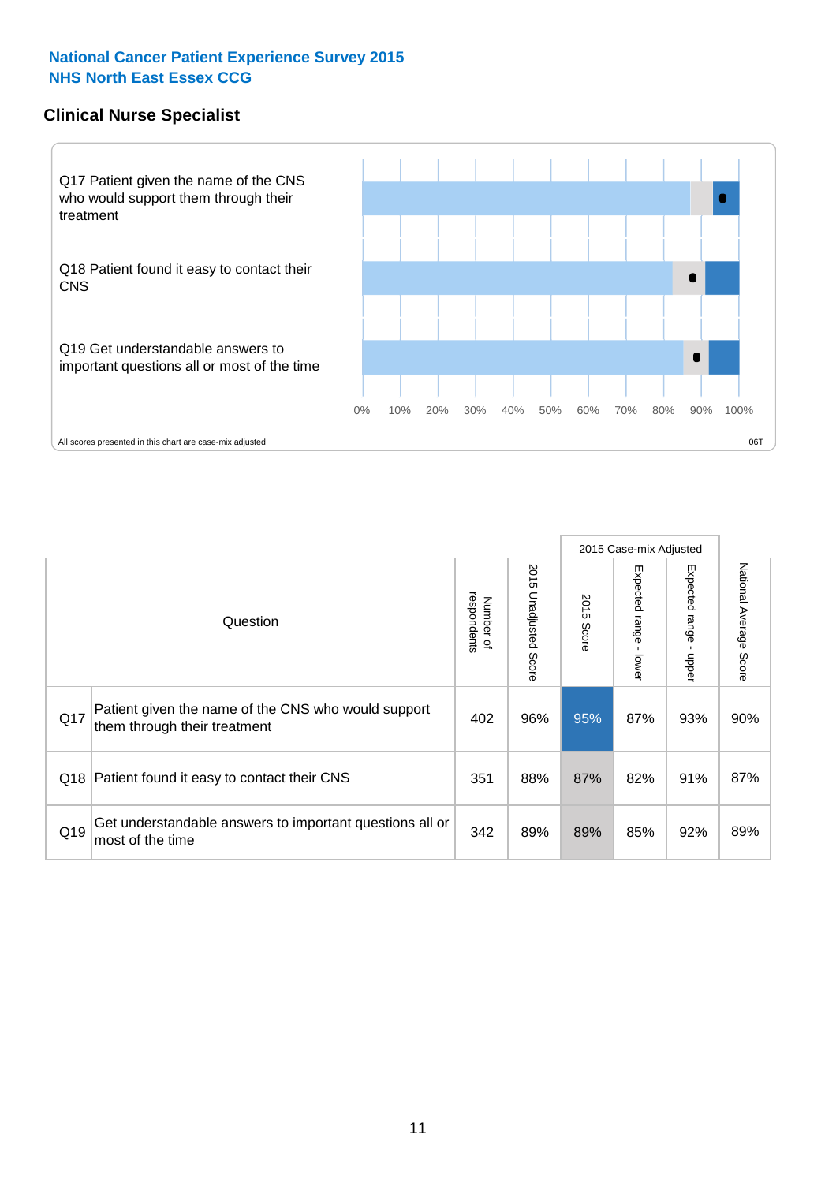**National Cancer Patient Experience Survey 2015**
**NHS North East Essex CCG**

## Clinical Nurse Specialist

Q17 Patient given the name of the CNS who would support them through their treatment

Q18 Patient found it easy to contact their CNS

Q19 Get understandable answers to important questions all or most of the time

0% 10% 20% 30% 40% 50% 60% 70% 80% 90% 100%

All scores presented in this chart are case-mix adjusted

06T

| Question | | Number of respondents | 2015 Unadjusted Score | 2015 Case-mix Adjusted: 2015 Score | 2015 Case-mix Adjusted: Expected range - lower | 2015 Case-mix Adjusted: Expected range - upper | National Average Score |
|---|---|---|---|---|---|---|---|
| Q17 | Patient given the name of the CNS who would support them through their treatment | 402 | 96% | 95% | 87% | 93% | 90% |
| Q18 | Patient found it easy to contact their CNS | 351 | 88% | 87% | 82% | 91% | 87% |
| Q19 | Get understandable answers to important questions all or most of the time | 342 | 89% | 89% | 85% | 92% | 89% |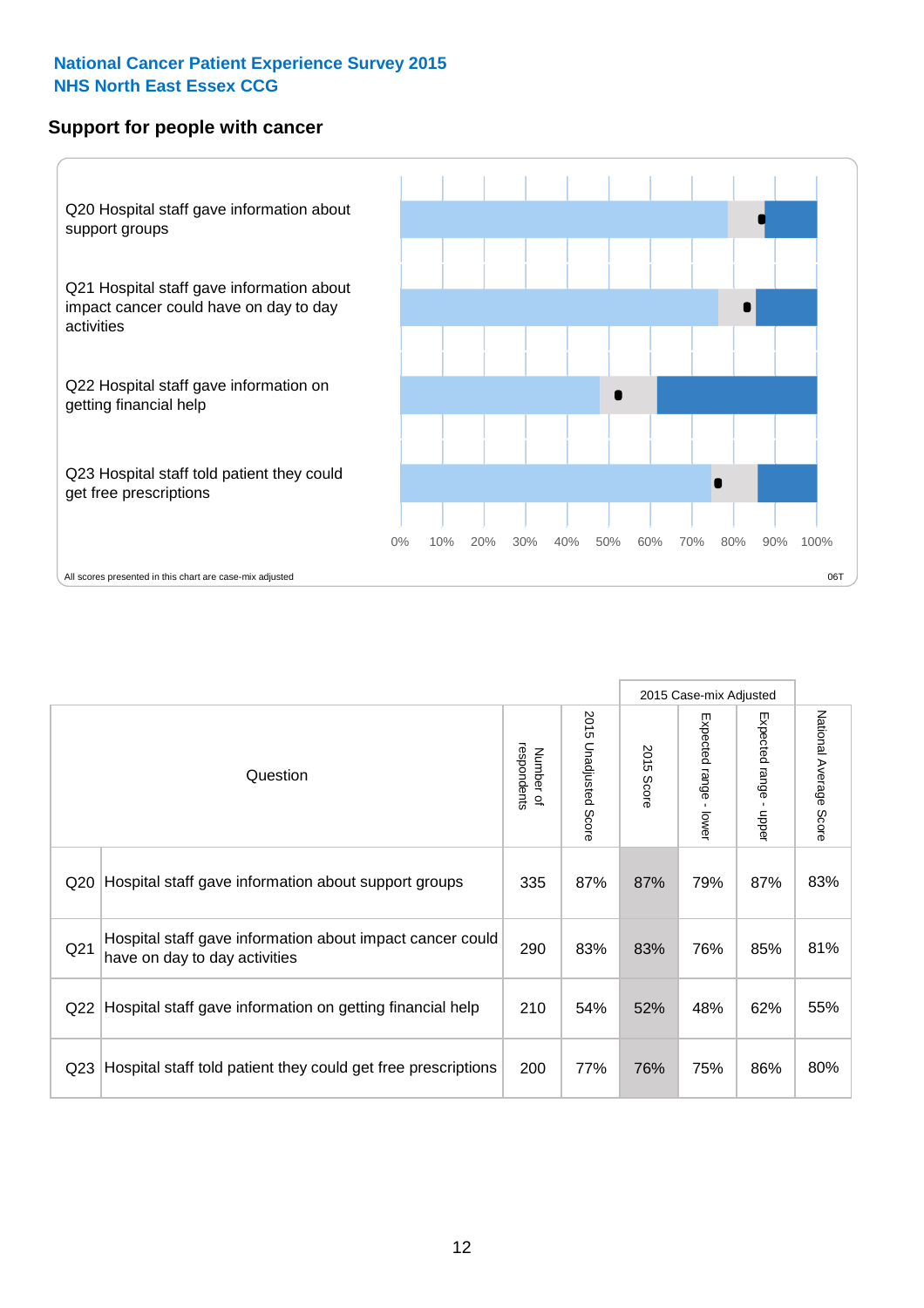**National Cancer Patient Experience Survey 2015**
**NHS North East Essex CCG**

## Support for people with cancer

Q20 Hospital staff gave information about support groups

Q21 Hospital staff gave information about impact cancer could have on day to day activities

Q22 Hospital staff gave information on getting financial help

Q23 Hospital staff told patient they could get free prescriptions

0% 10% 20% 30% 40% 50% 60% 70% 80% 90% 100%

All scores presented in this chart are case-mix adjusted

06T

| Question | | Number of respondents | 2015 Unadjusted Score | 2015 Case-mix Adjusted | | | National Average Score |
|---|---|---|---|---|---|---|---|
| | | | | 2015 Score | Expected range - lower | Expected range - upper | |
| Q20 | Hospital staff gave information about support groups | 335 | 87% | 87% | 79% | 87% | 83% |
| Q21 | Hospital staff gave information about impact cancer could have on day to day activities | 290 | 83% | 83% | 76% | 85% | 81% |
| Q22 | Hospital staff gave information on getting financial help | 210 | 54% | 52% | 48% | 62% | 55% |
| Q23 | Hospital staff told patient they could get free prescriptions | 200 | 77% | 76% | 75% | 86% | 80% |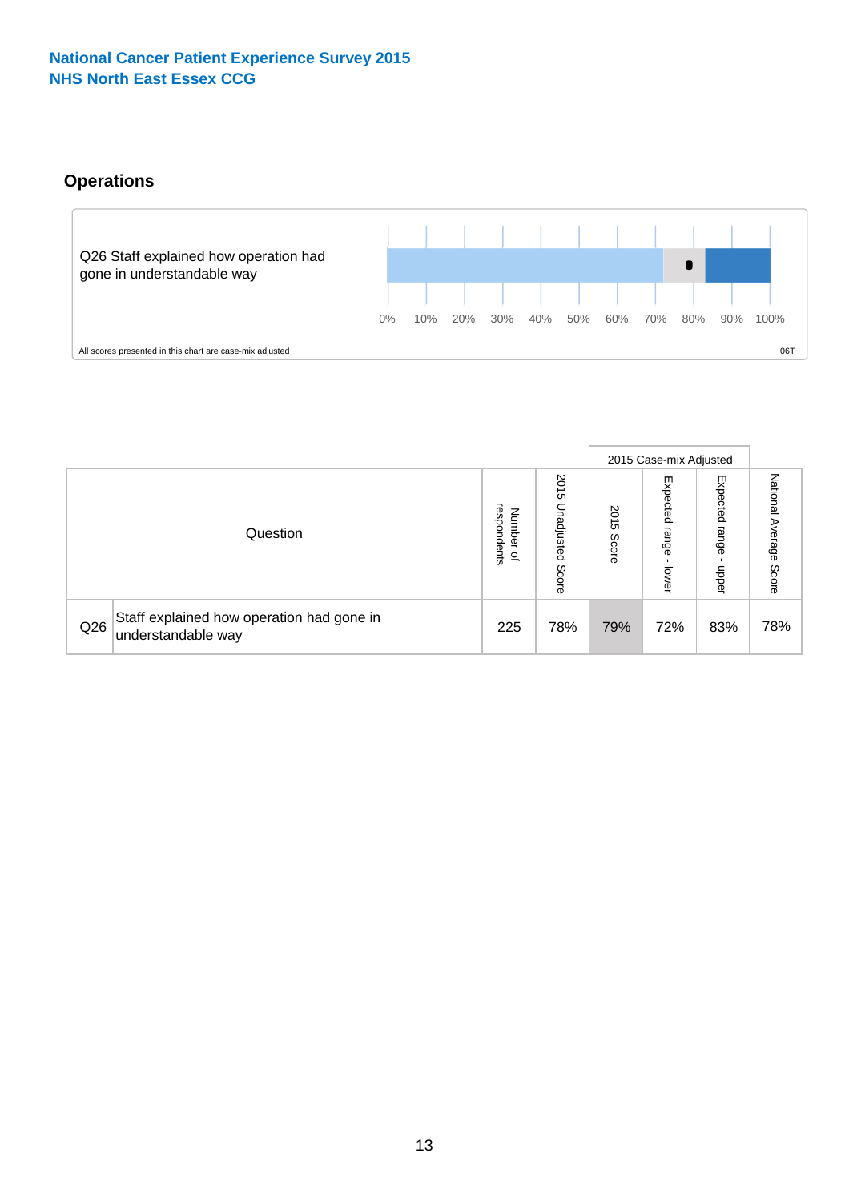National Cancer Patient Experience Survey 2015
NHS North East Essex CCG

## Operations

Q26 Staff explained how operation had gone in understandable way

0% 10% 20% 30% 40% 50% 60% 70% 80% 90% 100%

All scores presented in this chart are case-mix adjusted

06T

| | Question | Number of respondents | 2015 Unadjusted Score | 2015 Case-mix Adjusted | | | National Average Score |
|---|---|---|---|---|---|---|---|
| | | | | 2015 Score | Expected range - lower | Expected range - upper | |
| Q26 | Staff explained how operation had gone in understandable way | 225 | 78% | 79% | 72% | 83% | 78% |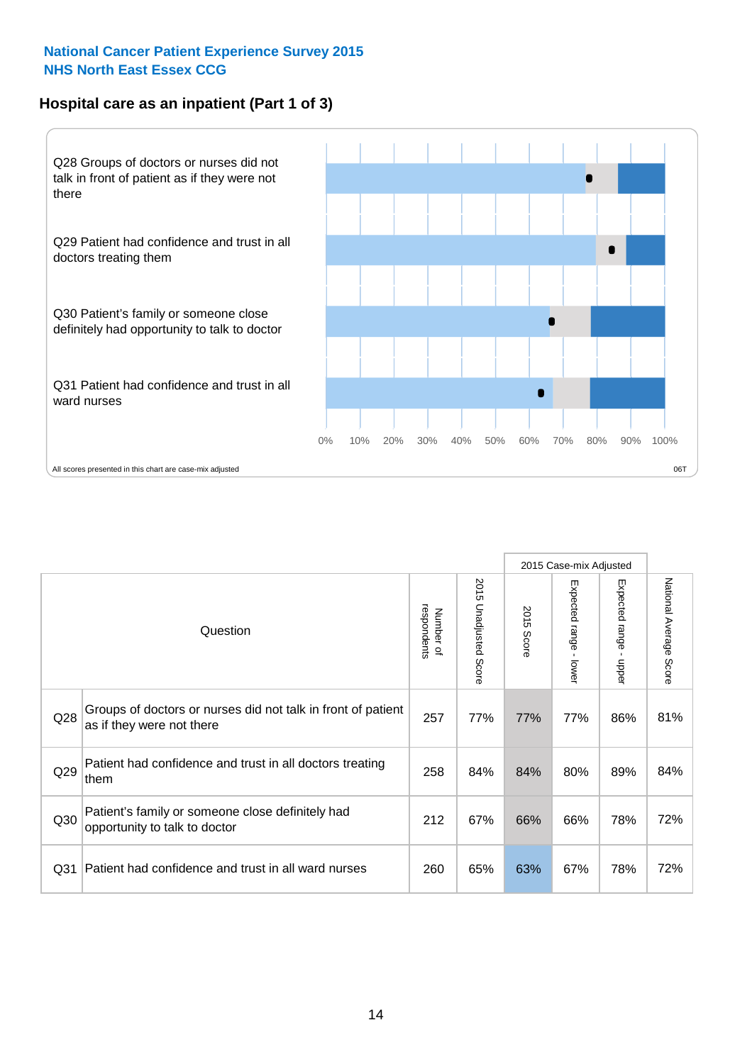**National Cancer Patient Experience Survey 2015**
**NHS North East Essex CCG**

## Hospital care as an inpatient (Part 1 of 3)

Q28 Groups of doctors or nurses did not talk in front of patient as if they were not there

Q29 Patient had confidence and trust in all doctors treating them

Q30 Patient's family or someone close definitely had opportunity to talk to doctor

Q31 Patient had confidence and trust in all ward nurses

0% 10% 20% 30% 40% 50% 60% 70% 80% 90% 100%

All scores presented in this chart are case-mix adjusted

06T

| | Question | Number of respondents | 2015 Unadjusted Score | 2015 Case-mix Adjusted: 2015 Score | 2015 Case-mix Adjusted: Expected range - lower | 2015 Case-mix Adjusted: Expected range - upper | National Average Score |
|---|---|---|---|---|---|---|---|
| Q28 | Groups of doctors or nurses did not talk in front of patient as if they were not there | 257 | 77% | 77% | 77% | 86% | 81% |
| Q29 | Patient had confidence and trust in all doctors treating them | 258 | 84% | 84% | 80% | 89% | 84% |
| Q30 | Patient's family or someone close definitely had opportunity to talk to doctor | 212 | 67% | 66% | 66% | 78% | 72% |
| Q31 | Patient had confidence and trust in all ward nurses | 260 | 65% | 63% | 67% | 78% | 72% |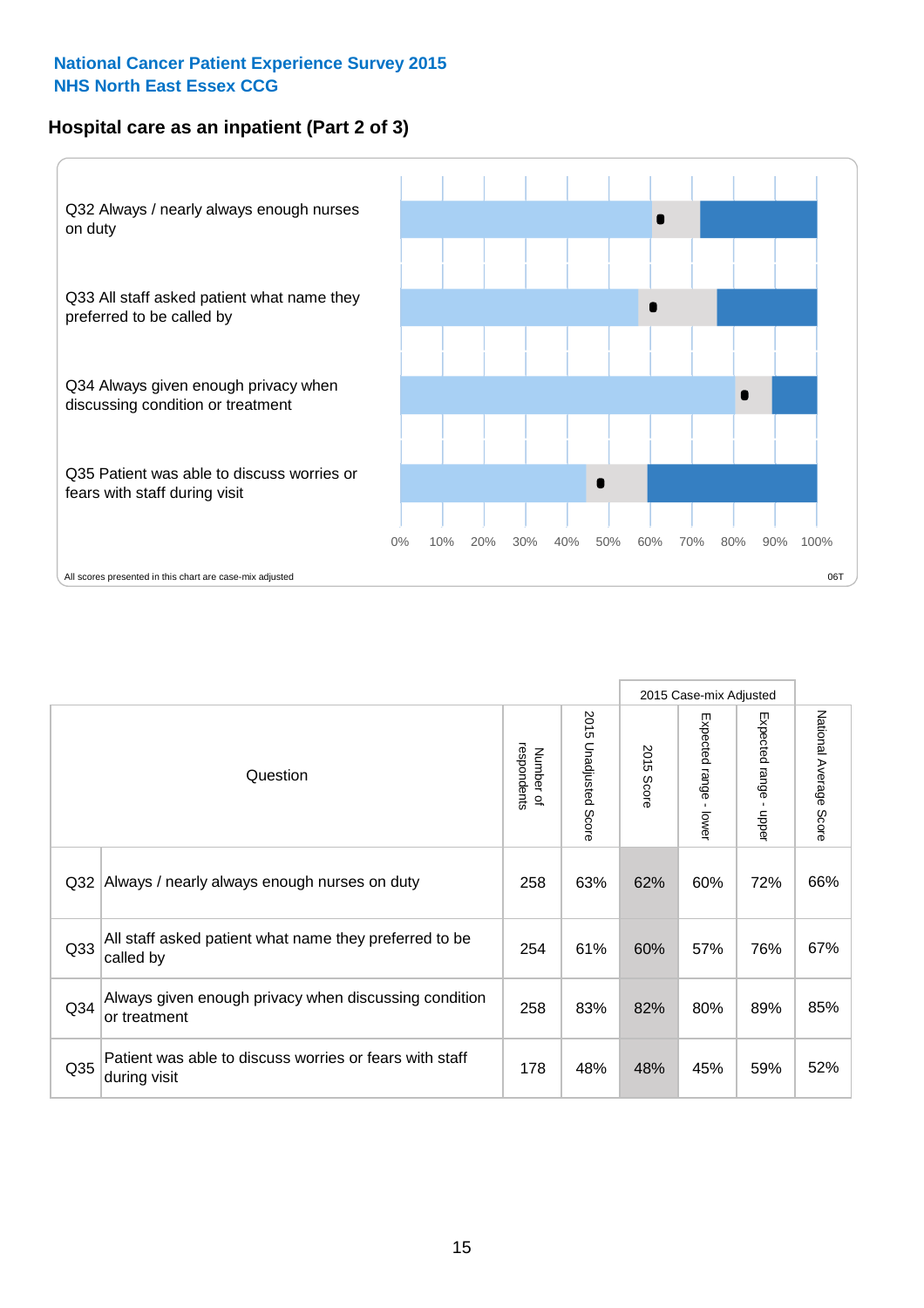**National Cancer Patient Experience Survey 2015**
**NHS North East Essex CCG**

## Hospital care as an inpatient (Part 2 of 3)

Q32 Always / nearly always enough nurses on duty

Q33 All staff asked patient what name they preferred to be called by

Q34 Always given enough privacy when discussing condition or treatment

Q35 Patient was able to discuss worries or fears with staff during visit

0% 10% 20% 30% 40% 50% 60% 70% 80% 90% 100%

All scores presented in this chart are case-mix adjusted

06T

| Question | | Number of respondents | 2015 Unadjusted Score | 2015 Case-mix Adjusted 2015 Score | 2015 Case-mix Adjusted Expected range - lower | 2015 Case-mix Adjusted Expected range - upper | National Average Score |
|---|---|---|---|---|---|---|---|
| Q32 | Always / nearly always enough nurses on duty | 258 | 63% | 62% | 60% | 72% | 66% |
| Q33 | All staff asked patient what name they preferred to be called by | 254 | 61% | 60% | 57% | 76% | 67% |
| Q34 | Always given enough privacy when discussing condition or treatment | 258 | 83% | 82% | 80% | 89% | 85% |
| Q35 | Patient was able to discuss worries or fears with staff during visit | 178 | 48% | 48% | 45% | 59% | 52% |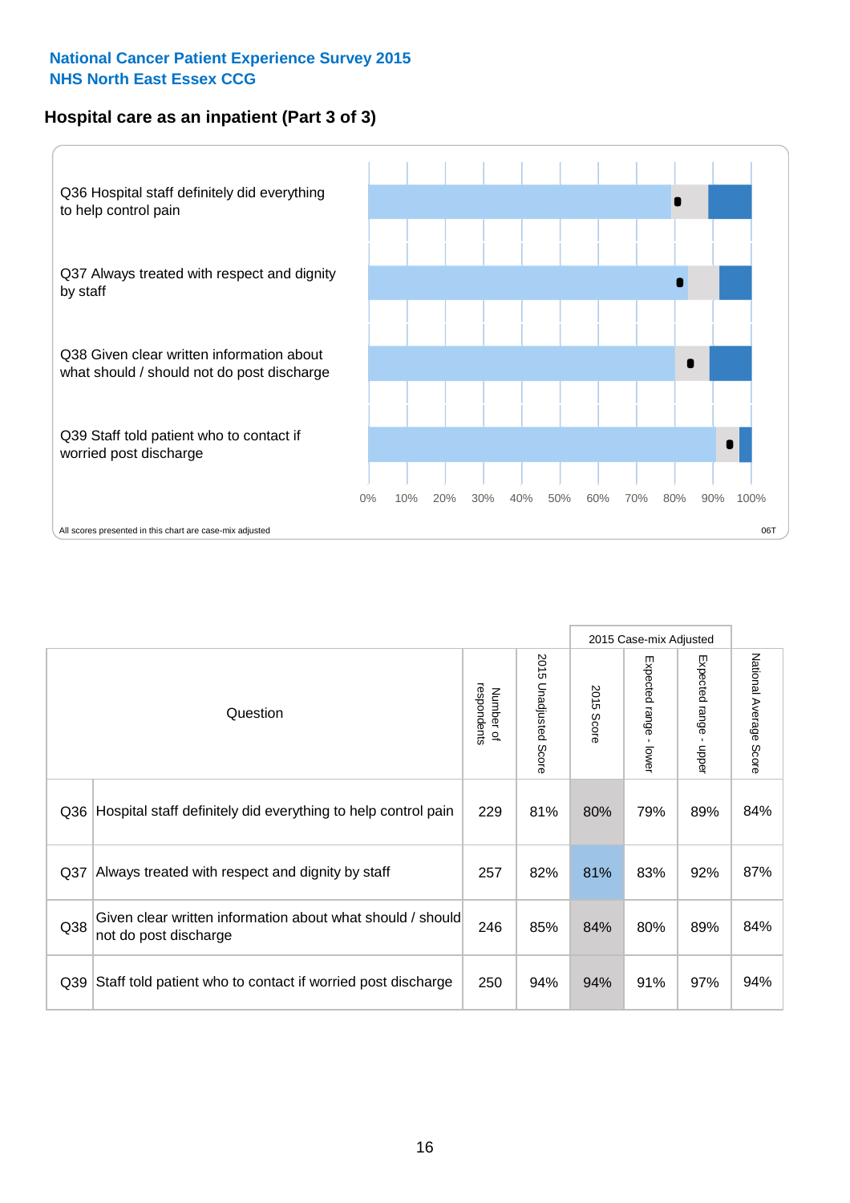National Cancer Patient Experience Survey 2015
NHS North East Essex CCG

## Hospital care as an inpatient (Part 3 of 3)

Q36 Hospital staff definitely did everything to help control pain

Q37 Always treated with respect and dignity by staff

Q38 Given clear written information about what should / should not do post discharge

Q39 Staff told patient who to contact if worried post discharge

0% 10% 20% 30% 40% 50% 60% 70% 80% 90% 100%

All scores presented in this chart are case-mix adjusted

06T

| Question | | Number of respondents | 2015 Unadjusted Score | 2015 Case-mix Adjusted | | | National Average Score |
|---|---|---|---|---|---|---|---|
| | | | | 2015 Score | Expected range - lower | Expected range - upper | |
| Q36 | Hospital staff definitely did everything to help control pain | 229 | 81% | 80% | 79% | 89% | 84% |
| Q37 | Always treated with respect and dignity by staff | 257 | 82% | 81% | 83% | 92% | 87% |
| Q38 | Given clear written information about what should / should not do post discharge | 246 | 85% | 84% | 80% | 89% | 84% |
| Q39 | Staff told patient who to contact if worried post discharge | 250 | 94% | 94% | 91% | 97% | 94% |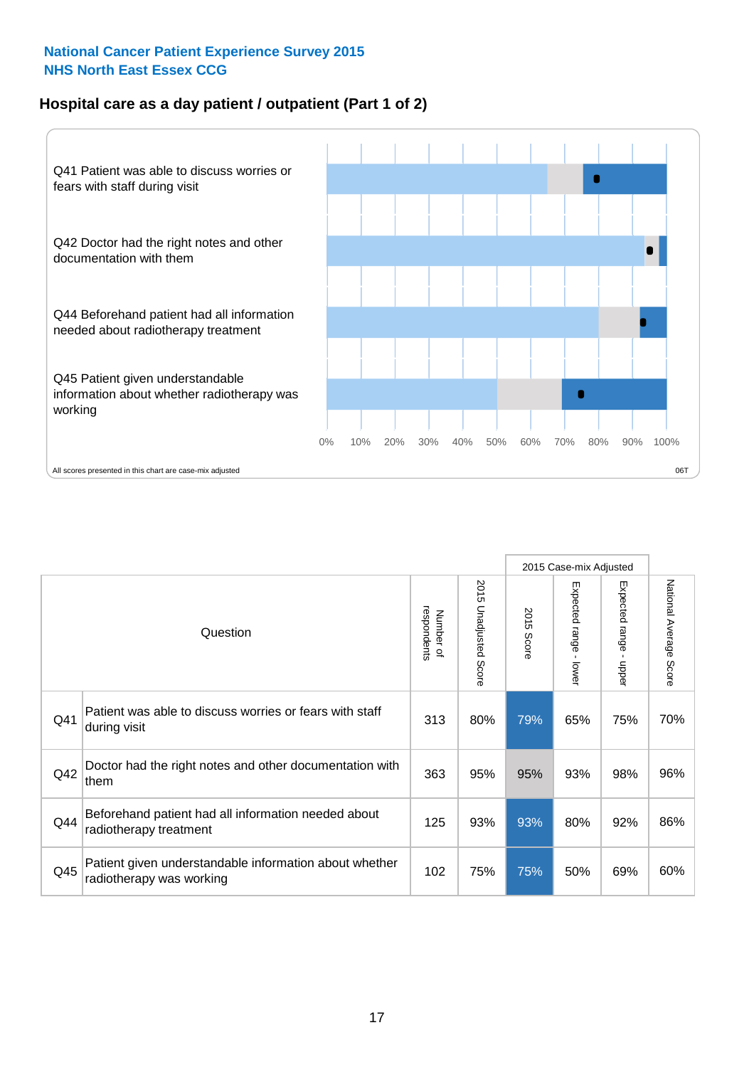National Cancer Patient Experience Survey 2015
NHS North East Essex CCG

## Hospital care as a day patient / outpatient (Part 1 of 2)

Q41 Patient was able to discuss worries or fears with staff during visit

Q42 Doctor had the right notes and other documentation with them

Q44 Beforehand patient had all information needed about radiotherapy treatment

Q45 Patient given understandable information about whether radiotherapy was working

0% 10% 20% 30% 40% 50% 60% 70% 80% 90% 100%

All scores presented in this chart are case-mix adjusted

06T

| | Question | Number of respondents | 2015 Unadjusted Score | 2015 Case-mix Adjusted: 2015 Score | 2015 Case-mix Adjusted: Expected range - lower | 2015 Case-mix Adjusted: Expected range - upper | National Average Score |
|---|---|---|---|---|---|---|---|
| Q41 | Patient was able to discuss worries or fears with staff during visit | 313 | 80% | 79% | 65% | 75% | 70% |
| Q42 | Doctor had the right notes and other documentation with them | 363 | 95% | 95% | 93% | 98% | 96% |
| Q44 | Beforehand patient had all information needed about radiotherapy treatment | 125 | 93% | 93% | 80% | 92% | 86% |
| Q45 | Patient given understandable information about whether radiotherapy was working | 102 | 75% | 75% | 50% | 69% | 60% |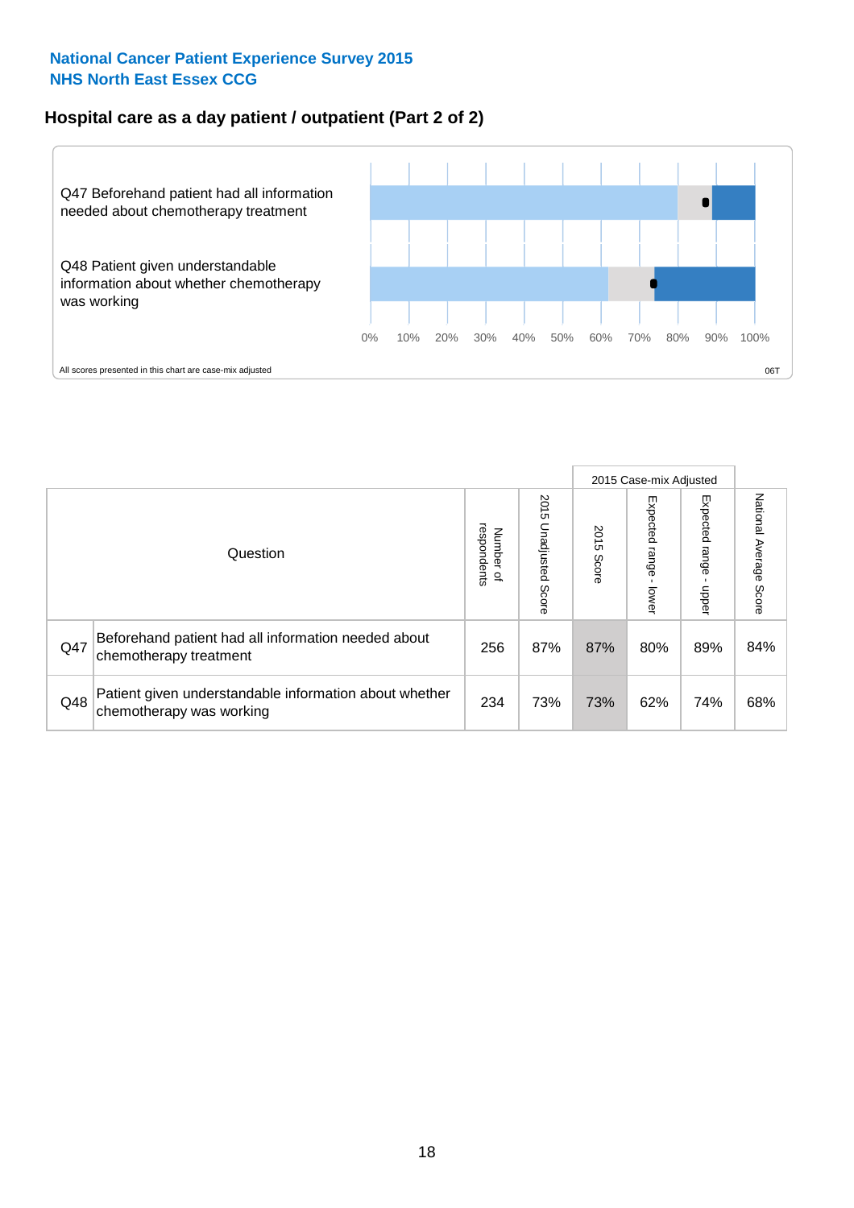National Cancer Patient Experience Survey 2015
NHS North East Essex CCG

## Hospital care as a day patient / outpatient (Part 2 of 2)

Q47 Beforehand patient had all information needed about chemotherapy treatment

Q48 Patient given understandable information about whether chemotherapy was working

0% 10% 20% 30% 40% 50% 60% 70% 80% 90% 100%

All scores presented in this chart are case-mix adjusted

06T

| | Question | Number of respondents | 2015 Unadjusted Score | 2015 Case-mix Adjusted: 2015 Score | 2015 Case-mix Adjusted: Expected range - lower | 2015 Case-mix Adjusted: Expected range - upper | National Average Score |
|---|---|---|---|---|---|---|---|
| Q47 | Beforehand patient had all information needed about chemotherapy treatment | 256 | 87% | 87% | 80% | 89% | 84% |
| Q48 | Patient given understandable information about whether chemotherapy was working | 234 | 73% | 73% | 62% | 74% | 68% |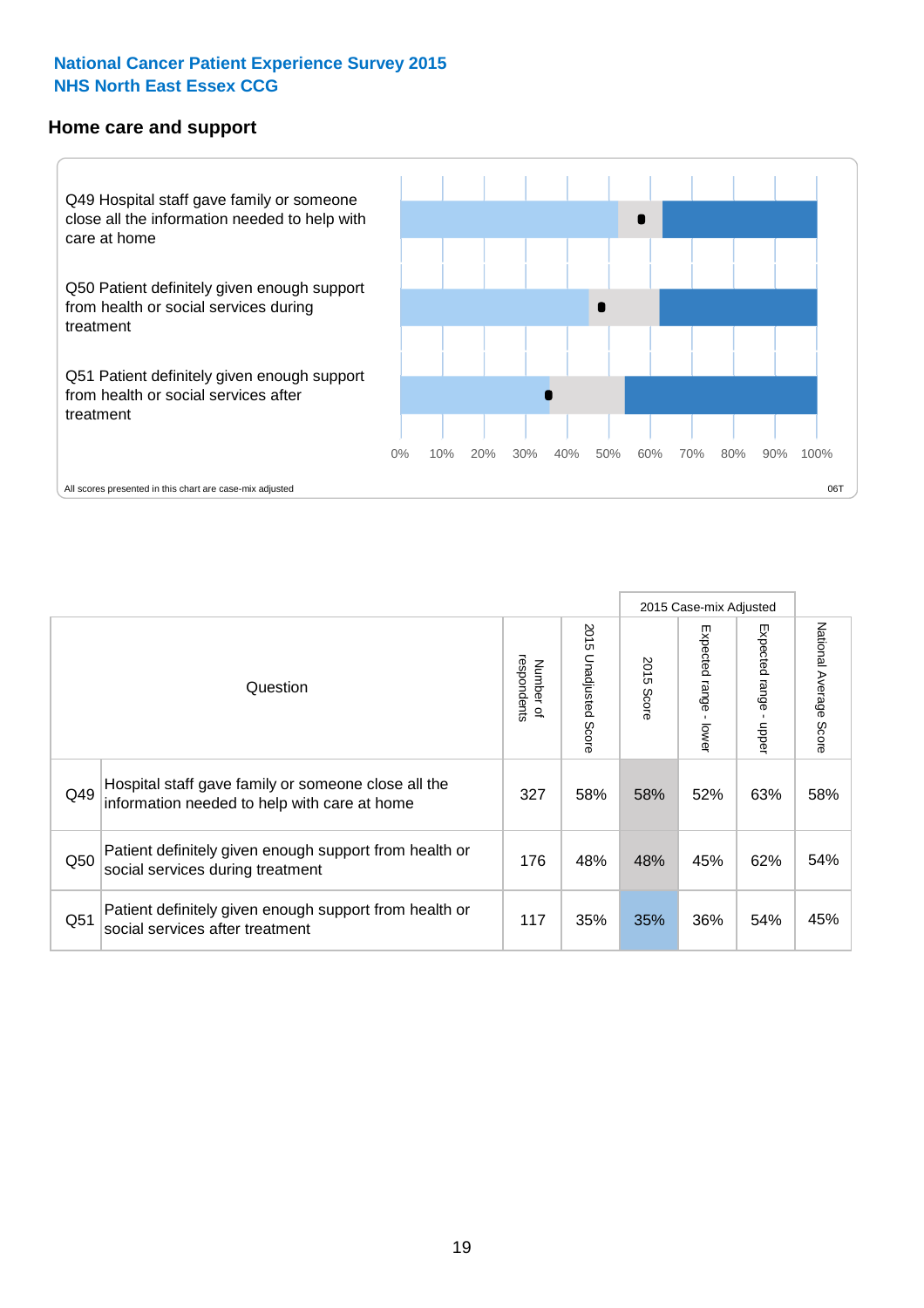## National Cancer Patient Experience Survey 2015
## NHS North East Essex CCG

### Home care and support

Q49 Hospital staff gave family or someone close all the information needed to help with care at home

Q50 Patient definitely given enough support from health or social services during treatment

Q51 Patient definitely given enough support from health or social services after treatment

0% 10% 20% 30% 40% 50% 60% 70% 80% 90% 100%

All scores presented in this chart are case-mix adjusted

06T

| | Question | Number of respondents | 2015 Unadjusted Score | 2015 Case-mix Adjusted: 2015 Score | 2015 Case-mix Adjusted: Expected range - lower | 2015 Case-mix Adjusted: Expected range - upper | National Average Score |
|---|---|---|---|---|---|---|---|
| Q49 | Hospital staff gave family or someone close all the information needed to help with care at home | 327 | 58% | 58% | 52% | 63% | 58% |
| Q50 | Patient definitely given enough support from health or social services during treatment | 176 | 48% | 48% | 45% | 62% | 54% |
| Q51 | Patient definitely given enough support from health or social services after treatment | 117 | 35% | 35% | 36% | 54% | 45% |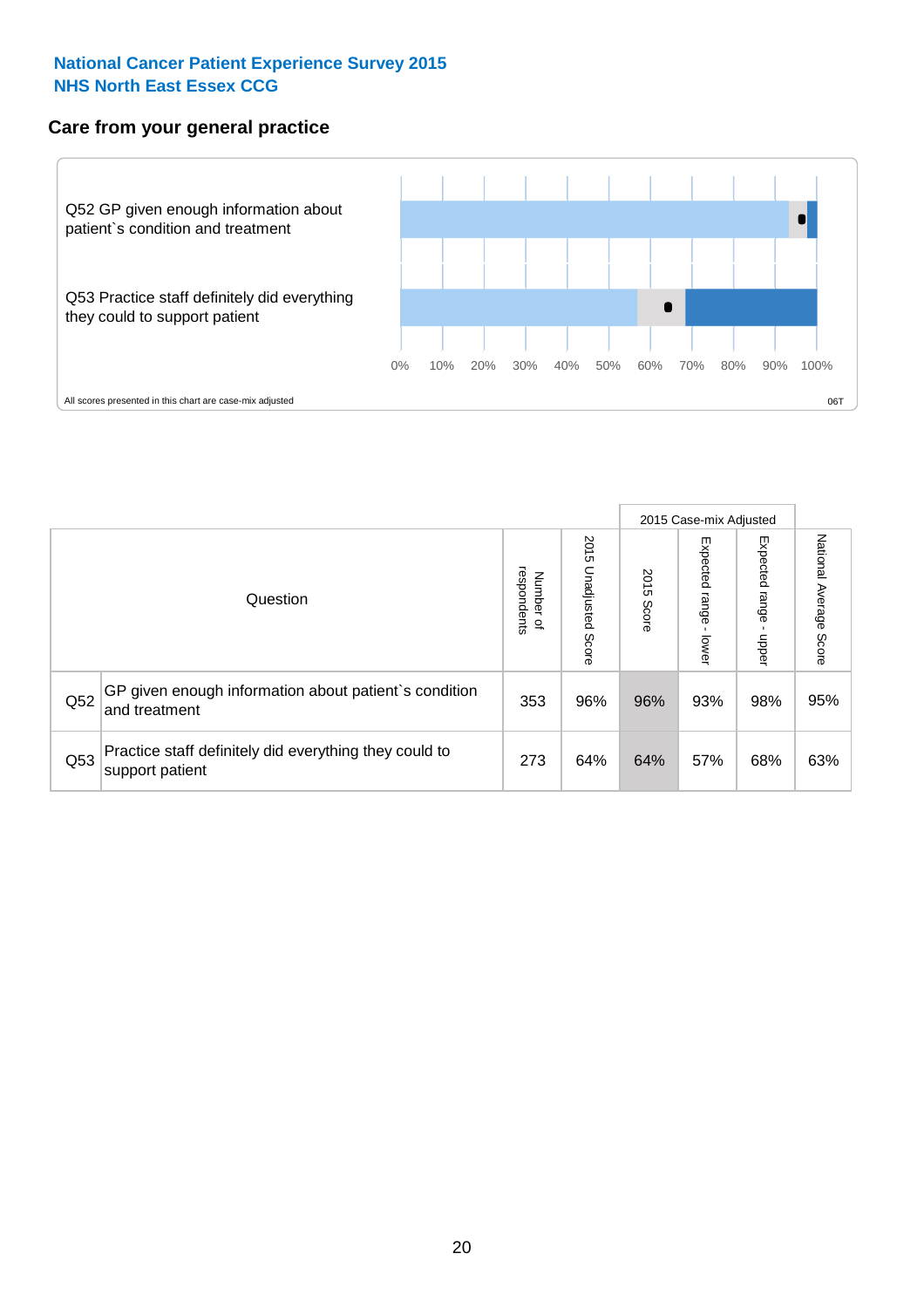**National Cancer Patient Experience Survey 2015**
**NHS North East Essex CCG**

## Care from your general practice

Q52 GP given enough information about patient`s condition and treatment

Q53 Practice staff definitely did everything they could to support patient

0% 10% 20% 30% 40% 50% 60% 70% 80% 90% 100%

All scores presented in this chart are case-mix adjusted

06T

| Question | | Number of respondents | 2015 Unadjusted Score | 2015 Case-mix Adjusted 2015 Score | 2015 Case-mix Adjusted Expected range - lower | 2015 Case-mix Adjusted Expected range - upper | National Average Score |
|---|---|---|---|---|---|---|---|
| Q52 | GP given enough information about patient`s condition and treatment | 353 | 96% | 96% | 93% | 98% | 95% |
| Q53 | Practice staff definitely did everything they could to support patient | 273 | 64% | 64% | 57% | 68% | 63% |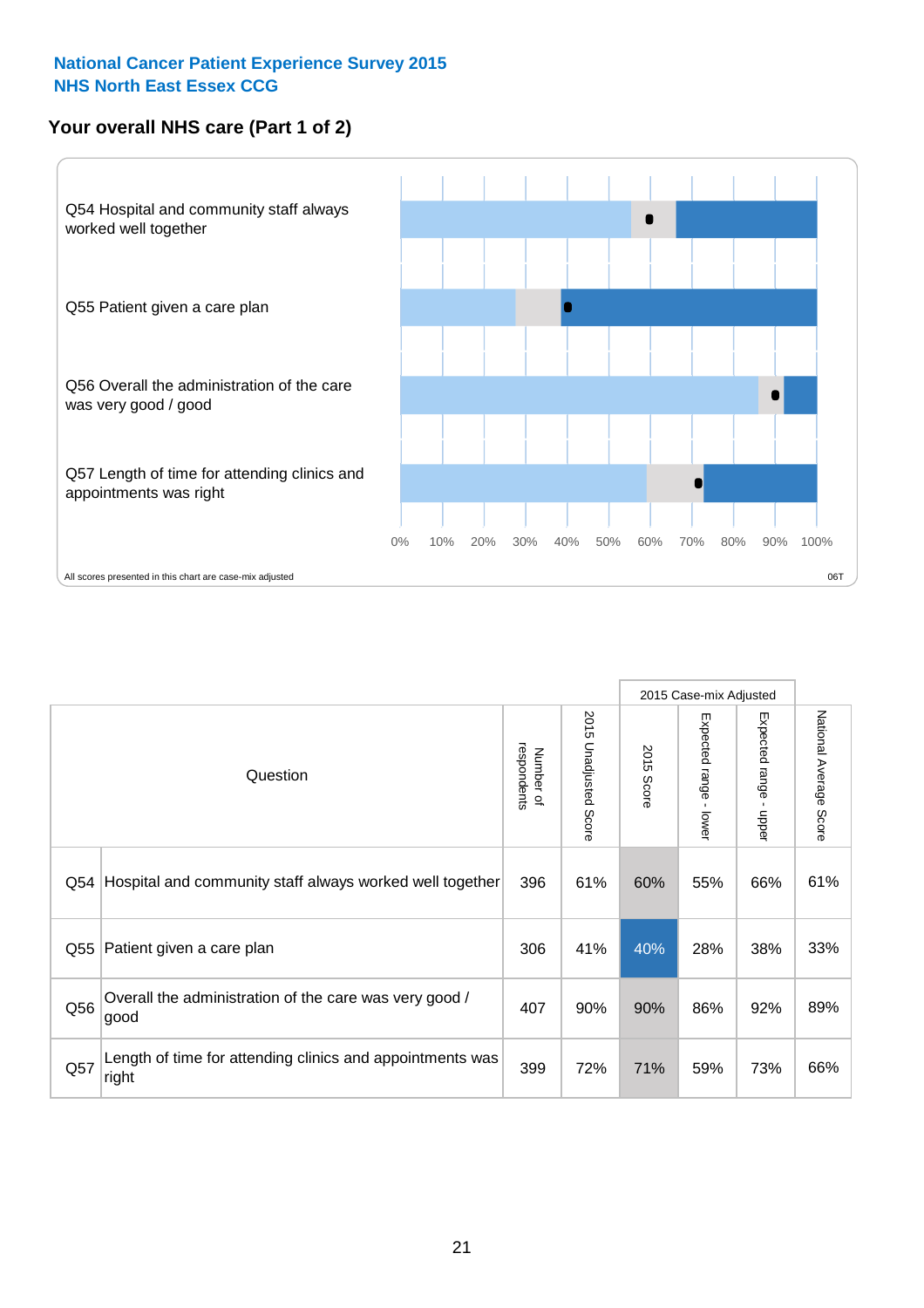National Cancer Patient Experience Survey 2015
NHS North East Essex CCG

## Your overall NHS care (Part 1 of 2)

Q54 Hospital and community staff always worked well together

Q55 Patient given a care plan

Q56 Overall the administration of the care was very good / good

Q57 Length of time for attending clinics and appointments was right

0% 10% 20% 30% 40% 50% 60% 70% 80% 90% 100%

All scores presented in this chart are case-mix adjusted

06T

| Question | | Number of respondents | 2015 Unadjusted Score | 2015 Case-mix Adjusted | | | National Average Score |
|---|---|---|---|---|---|---|---|
| | | | | 2015 Score | Expected range - lower | Expected range - upper | |
| Q54 | Hospital and community staff always worked well together | 396 | 61% | 60% | 55% | 66% | 61% |
| Q55 | Patient given a care plan | 306 | 41% | 40% | 28% | 38% | 33% |
| Q56 | Overall the administration of the care was very good / good | 407 | 90% | 90% | 86% | 92% | 89% |
| Q57 | Length of time for attending clinics and appointments was right | 399 | 72% | 71% | 59% | 73% | 66% |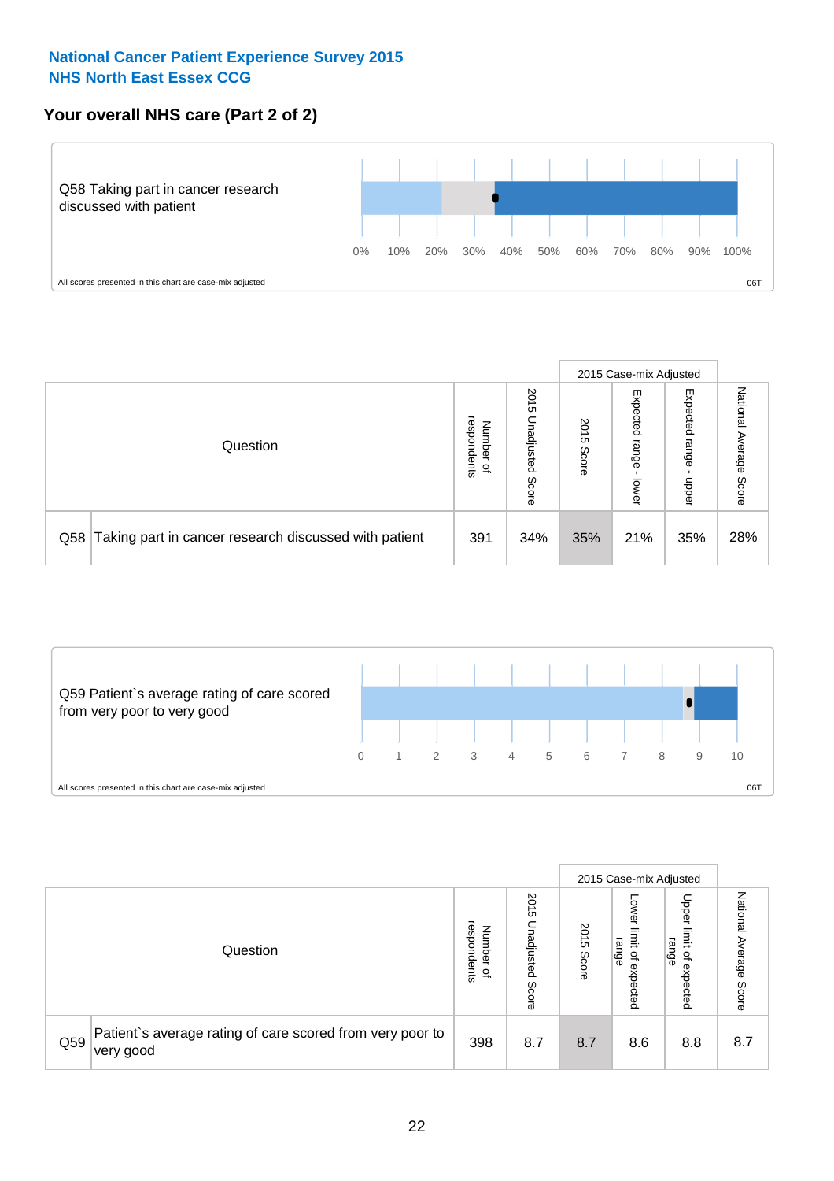# National Cancer Patient Experience Survey 2015
## NHS North East Essex CCG

## Your overall NHS care (Part 2 of 2)

Q58 Taking part in cancer research discussed with patient

0% 10% 20% 30% 40% 50% 60% 70% 80% 90% 100%

All scores presented in this chart are case-mix adjusted

06T

| | Question | Number of respondents | 2015 Unadjusted Score | 2015 Case-mix Adjusted: 2015 Score | 2015 Case-mix Adjusted: Expected range - lower | 2015 Case-mix Adjusted: Expected range - upper | National Average Score |
|---|---|---|---|---|---|---|---|
| Q58 | Taking part in cancer research discussed with patient | 391 | 34% | 35% | 21% | 35% | 28% |

Q59 Patient`s average rating of care scored from very poor to very good

0 1 2 3 4 5 6 7 8 9 10

All scores presented in this chart are case-mix adjusted

06T

| | Question | Number of respondents | 2015 Unadjusted Score | 2015 Case-mix Adjusted: 2015 Score | 2015 Case-mix Adjusted: Lower limit of expected range | 2015 Case-mix Adjusted: Upper limit of expected range | National Average Score |
|---|---|---|---|---|---|---|---|
| Q59 | Patient`s average rating of care scored from very poor to very good | 398 | 8.7 | 8.7 | 8.6 | 8.8 | 8.7 |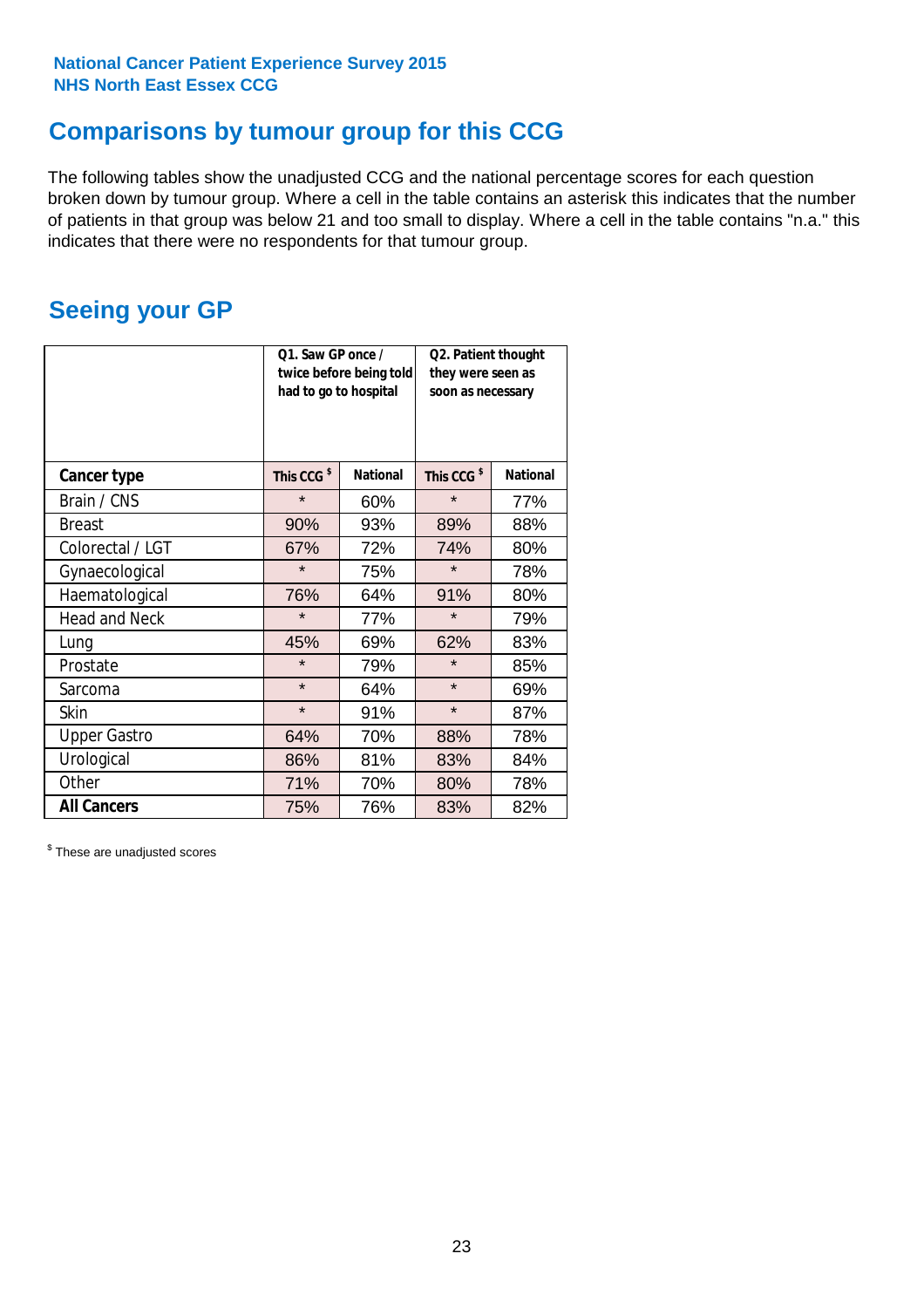National Cancer Patient Experience Survey 2015
NHS North East Essex CCG

# Comparisons by tumour group for this CCG

The following tables show the unadjusted CCG and the national percentage scores for each question broken down by tumour group. Where a cell in the table contains an asterisk this indicates that the number of patients in that group was below 21 and too small to display. Where a cell in the table contains "n.a." this indicates that there were no respondents for that tumour group.

## Seeing your GP

| | Q1. Saw GP once / twice before being told had to go to hospital | | Q2. Patient thought they were seen as soon as necessary | |
|---|---|---|---|---|
| **Cancer type** | **This CCG $** | **National** | **This CCG $** | **National** |
| Brain / CNS | * | 60% | * | 77% |
| Breast | 90% | 93% | 89% | 88% |
| Colorectal / LGT | 67% | 72% | 74% | 80% |
| Gynaecological | * | 75% | * | 78% |
| Haematological | 76% | 64% | 91% | 80% |
| Head and Neck | * | 77% | * | 79% |
| Lung | 45% | 69% | 62% | 83% |
| Prostate | * | 79% | * | 85% |
| Sarcoma | * | 64% | * | 69% |
| Skin | * | 91% | * | 87% |
| Upper Gastro | 64% | 70% | 88% | 78% |
| Urological | 86% | 81% | 83% | 84% |
| Other | 71% | 70% | 80% | 78% |
| **All Cancers** | 75% | 76% | 83% | 82% |

$ These are unadjusted scores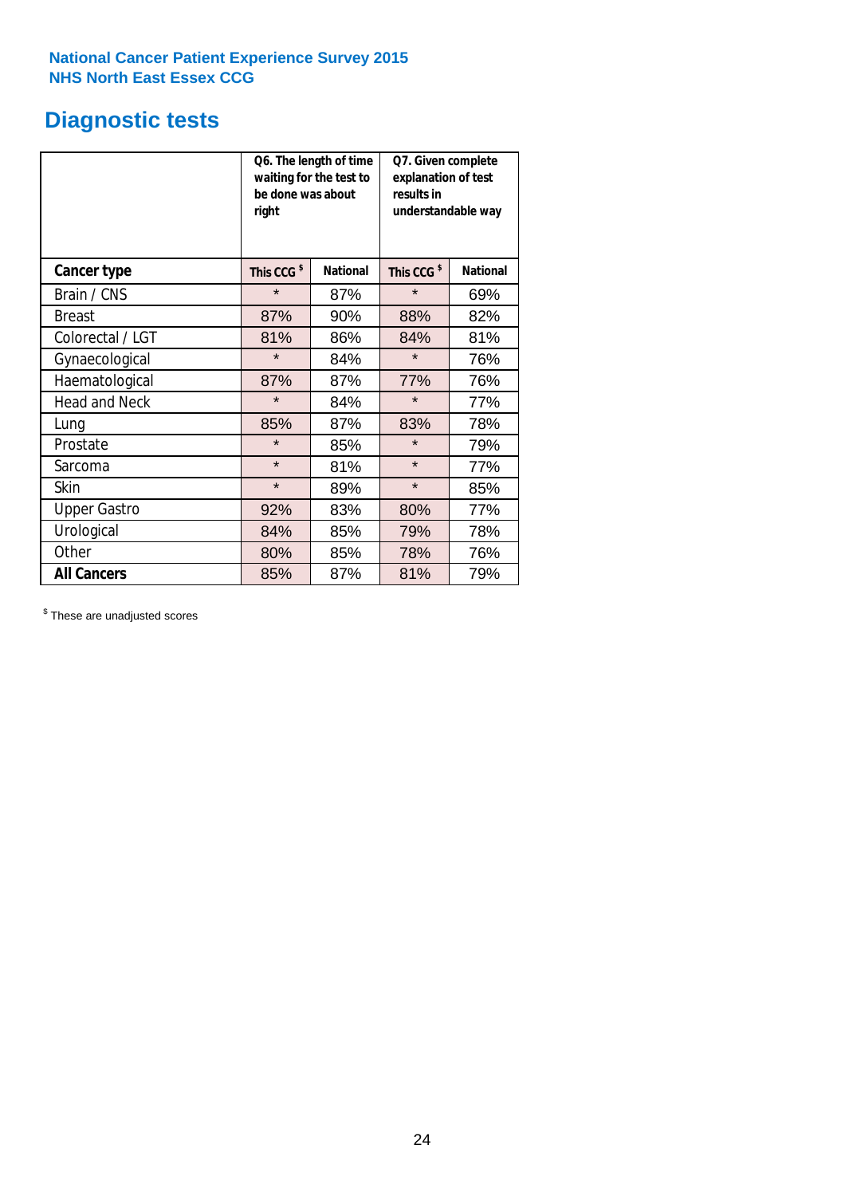National Cancer Patient Experience Survey 2015
NHS North East Essex CCG

# Diagnostic tests

| | Q6. The length of time waiting for the test to be done was about right | | Q7. Given complete explanation of test results in understandable way | |
|---|---|---|---|---|
| **Cancer type** | **This CCG $** | **National** | **This CCG $** | **National** |
| Brain / CNS | * | 87% | * | 69% |
| Breast | 87% | 90% | 88% | 82% |
| Colorectal / LGT | 81% | 86% | 84% | 81% |
| Gynaecological | * | 84% | * | 76% |
| Haematological | 87% | 87% | 77% | 76% |
| Head and Neck | * | 84% | * | 77% |
| Lung | 85% | 87% | 83% | 78% |
| Prostate | * | 85% | * | 79% |
| Sarcoma | * | 81% | * | 77% |
| Skin | * | 89% | * | 85% |
| Upper Gastro | 92% | 83% | 80% | 77% |
| Urological | 84% | 85% | 79% | 78% |
| Other | 80% | 85% | 78% | 76% |
| **All Cancers** | 85% | 87% | 81% | 79% |

$ These are unadjusted scores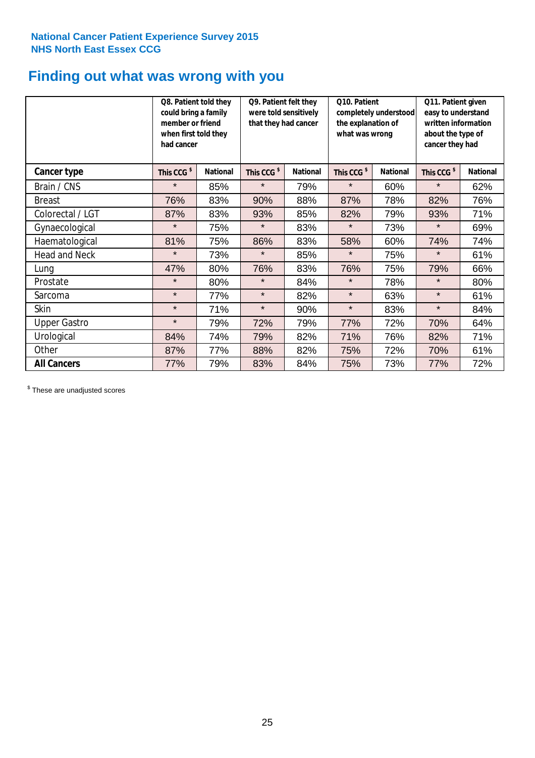National Cancer Patient Experience Survey 2015
NHS North East Essex CCG

# Finding out what was wrong with you

| | Q8. Patient told they could bring a family member or friend when first told they had cancer | | Q9. Patient felt they were told sensitively that they had cancer | | Q10. Patient completely understood the explanation of what was wrong | | Q11. Patient given easy to understand written information about the type of cancer they had | |
|---|---|---|---|---|---|---|---|---|
| **Cancer type** | **This CCG $** | **National** | **This CCG $** | **National** | **This CCG $** | **National** | **This CCG $** | **National** |
| Brain / CNS | * | 85% | * | 79% | * | 60% | * | 62% |
| Breast | 76% | 83% | 90% | 88% | 87% | 78% | 82% | 76% |
| Colorectal / LGT | 87% | 83% | 93% | 85% | 82% | 79% | 93% | 71% |
| Gynaecological | * | 75% | * | 83% | * | 73% | * | 69% |
| Haematological | 81% | 75% | 86% | 83% | 58% | 60% | 74% | 74% |
| Head and Neck | * | 73% | * | 85% | * | 75% | * | 61% |
| Lung | 47% | 80% | 76% | 83% | 76% | 75% | 79% | 66% |
| Prostate | * | 80% | * | 84% | * | 78% | * | 80% |
| Sarcoma | * | 77% | * | 82% | * | 63% | * | 61% |
| Skin | * | 71% | * | 90% | * | 83% | * | 84% |
| Upper Gastro | * | 79% | 72% | 79% | 77% | 72% | 70% | 64% |
| Urological | 84% | 74% | 79% | 82% | 71% | 76% | 82% | 71% |
| Other | 87% | 77% | 88% | 82% | 75% | 72% | 70% | 61% |
| **All Cancers** | 77% | 79% | 83% | 84% | 75% | 73% | 77% | 72% |

$ These are unadjusted scores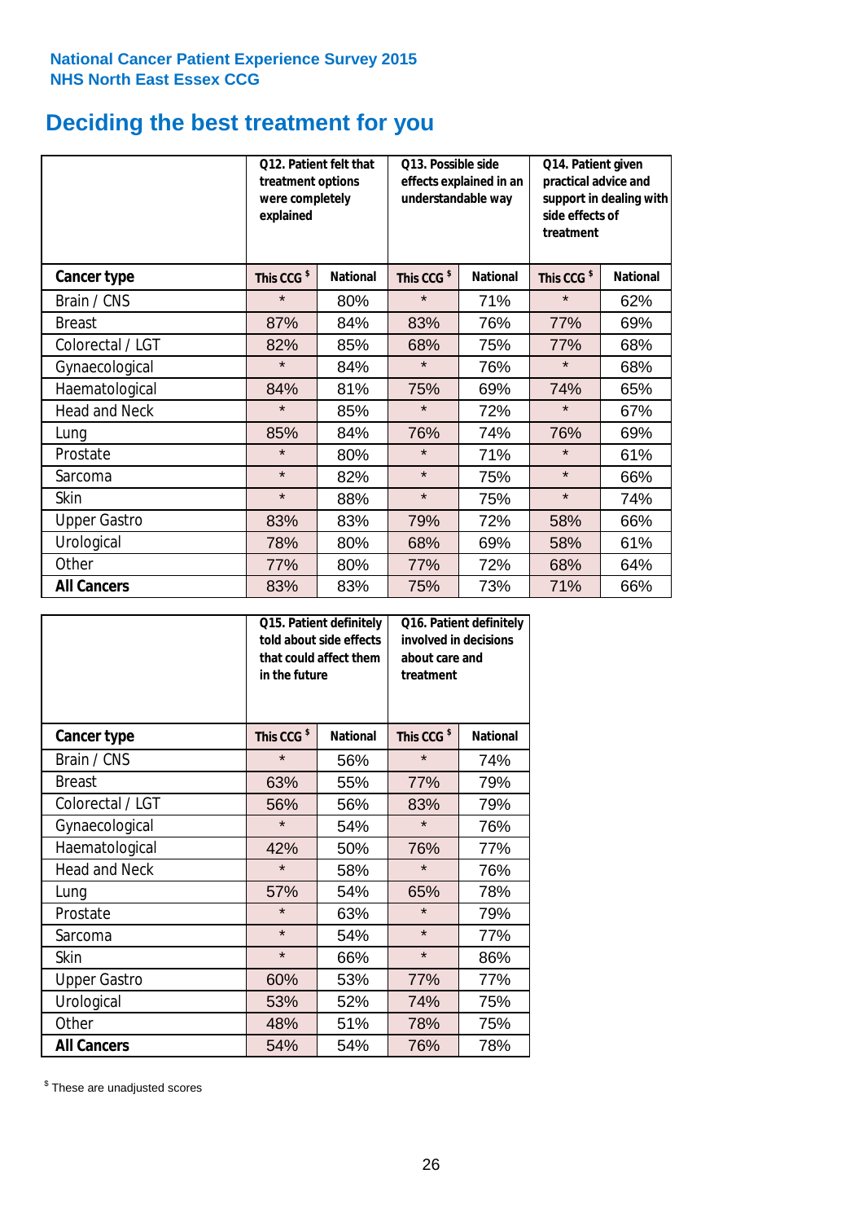National Cancer Patient Experience Survey 2015
NHS North East Essex CCG

# Deciding the best treatment for you

| | Q12. Patient felt that treatment options were completely explained | | Q13. Possible side effects explained in an understandable way | | Q14. Patient given practical advice and support in dealing with side effects of treatment | |
|---|---|---|---|---|---|---|
| **Cancer type** | This CCG $ | National | This CCG $ | National | This CCG $ | National |
| Brain / CNS | * | 80% | * | 71% | * | 62% |
| Breast | 87% | 84% | 83% | 76% | 77% | 69% |
| Colorectal / LGT | 82% | 85% | 68% | 75% | 77% | 68% |
| Gynaecological | * | 84% | * | 76% | * | 68% |
| Haematological | 84% | 81% | 75% | 69% | 74% | 65% |
| Head and Neck | * | 85% | * | 72% | * | 67% |
| Lung | 85% | 84% | 76% | 74% | 76% | 69% |
| Prostate | * | 80% | * | 71% | * | 61% |
| Sarcoma | * | 82% | * | 75% | * | 66% |
| Skin | * | 88% | * | 75% | * | 74% |
| Upper Gastro | 83% | 83% | 79% | 72% | 58% | 66% |
| Urological | 78% | 80% | 68% | 69% | 58% | 61% |
| Other | 77% | 80% | 77% | 72% | 68% | 64% |
| **All Cancers** | 83% | 83% | 75% | 73% | 71% | 66% |

| | Q15. Patient definitely told about side effects that could affect them in the future | | Q16. Patient definitely involved in decisions about care and treatment | |
|---|---|---|---|---|
| **Cancer type** | This CCG $ | National | This CCG $ | National |
| Brain / CNS | * | 56% | * | 74% |
| Breast | 63% | 55% | 77% | 79% |
| Colorectal / LGT | 56% | 56% | 83% | 79% |
| Gynaecological | * | 54% | * | 76% |
| Haematological | 42% | 50% | 76% | 77% |
| Head and Neck | * | 58% | * | 76% |
| Lung | 57% | 54% | 65% | 78% |
| Prostate | * | 63% | * | 79% |
| Sarcoma | * | 54% | * | 77% |
| Skin | * | 66% | * | 86% |
| Upper Gastro | 60% | 53% | 77% | 77% |
| Urological | 53% | 52% | 74% | 75% |
| Other | 48% | 51% | 78% | 75% |
| **All Cancers** | 54% | 54% | 76% | 78% |

$ These are unadjusted scores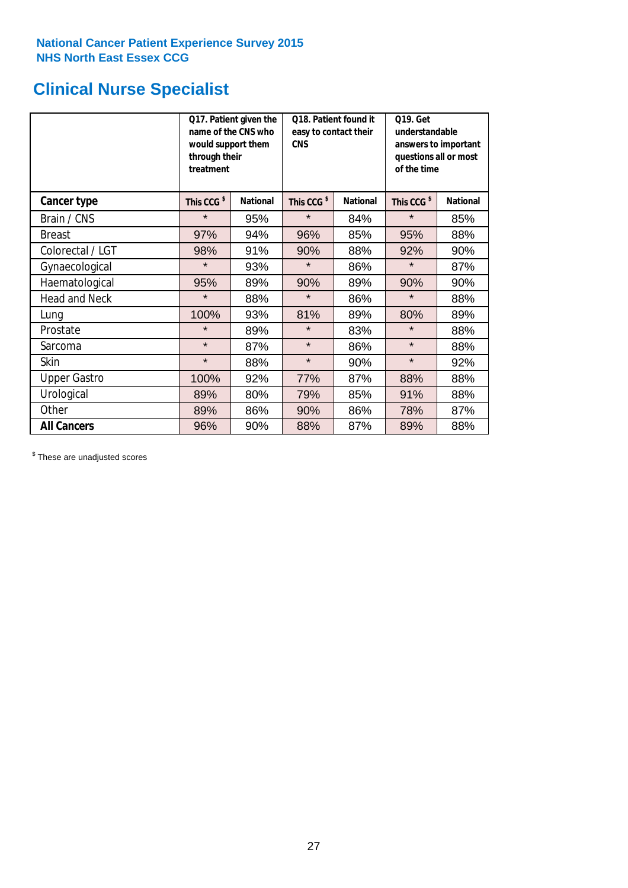**National Cancer Patient Experience Survey 2015**
**NHS North East Essex CCG**

# Clinical Nurse Specialist

| | Q17. Patient given the name of the CNS who would support them through their treatment | | Q18. Patient found it easy to contact their CNS | | Q19. Get understandable answers to important questions all or most of the time | |
|---|---|---|---|---|---|---|
| **Cancer type** | **This CCG $** | **National** | **This CCG $** | **National** | **This CCG $** | **National** |
| Brain / CNS | * | 95% | * | 84% | * | 85% |
| Breast | 97% | 94% | 96% | 85% | 95% | 88% |
| Colorectal / LGT | 98% | 91% | 90% | 88% | 92% | 90% |
| Gynaecological | * | 93% | * | 86% | * | 87% |
| Haematological | 95% | 89% | 90% | 89% | 90% | 90% |
| Head and Neck | * | 88% | * | 86% | * | 88% |
| Lung | 100% | 93% | 81% | 89% | 80% | 89% |
| Prostate | * | 89% | * | 83% | * | 88% |
| Sarcoma | * | 87% | * | 86% | * | 88% |
| Skin | * | 88% | * | 90% | * | 92% |
| Upper Gastro | 100% | 92% | 77% | 87% | 88% | 88% |
| Urological | 89% | 80% | 79% | 85% | 91% | 88% |
| Other | 89% | 86% | 90% | 86% | 78% | 87% |
| **All Cancers** | 96% | 90% | 88% | 87% | 89% | 88% |

$ These are unadjusted scores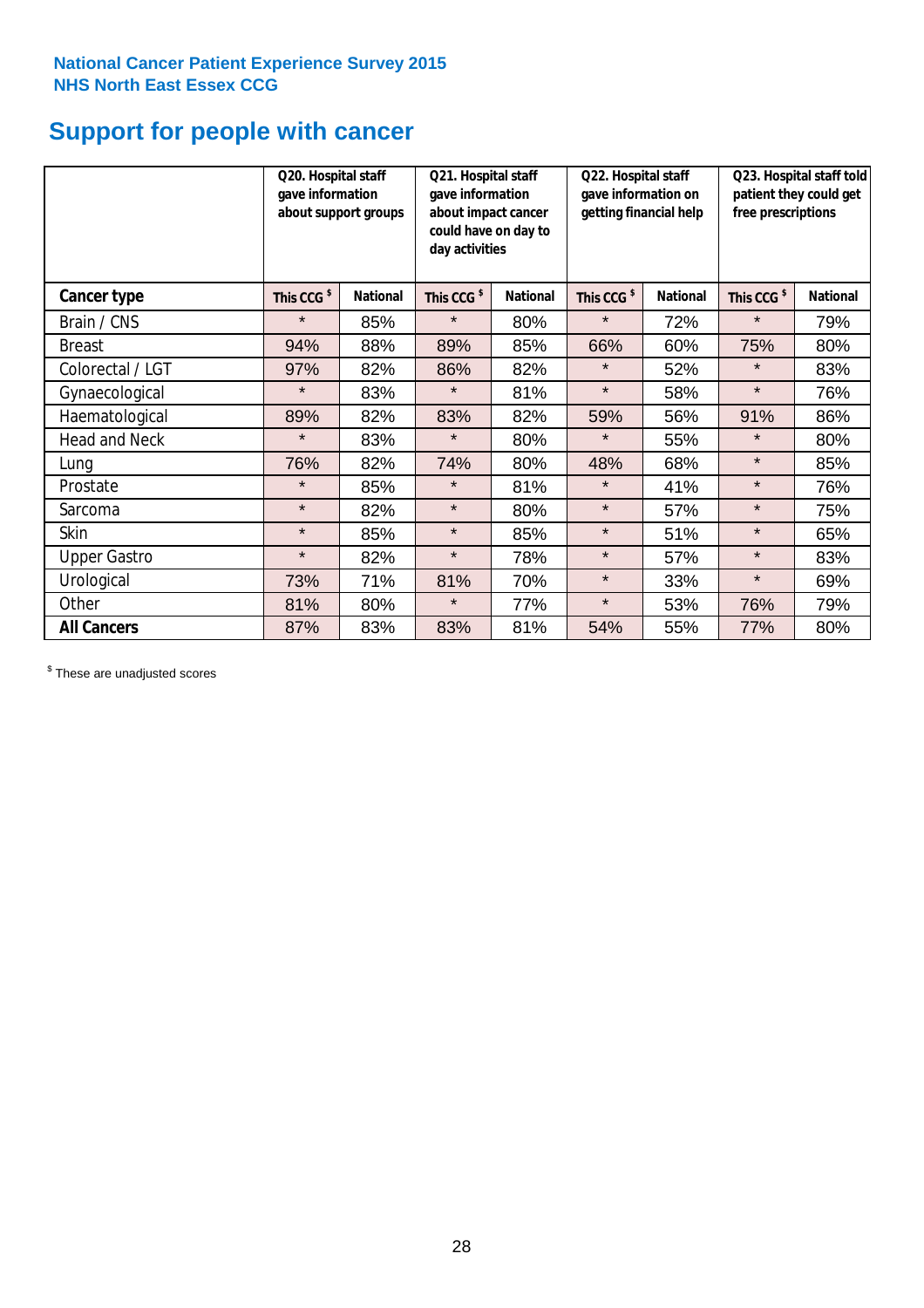National Cancer Patient Experience Survey 2015
NHS North East Essex CCG

# Support for people with cancer

| | Q20. Hospital staff gave information about support groups | | Q21. Hospital staff gave information about impact cancer could have on day to day activities | | Q22. Hospital staff gave information on getting financial help | | Q23. Hospital staff told patient they could get free prescriptions | |
|---|---|---|---|---|---|---|---|---|
| **Cancer type** | **This CCG $** | **National** | **This CCG $** | **National** | **This CCG $** | **National** | **This CCG $** | **National** |
| Brain / CNS | * | 85% | * | 80% | * | 72% | * | 79% |
| Breast | 94% | 88% | 89% | 85% | 66% | 60% | 75% | 80% |
| Colorectal / LGT | 97% | 82% | 86% | 82% | * | 52% | * | 83% |
| Gynaecological | * | 83% | * | 81% | * | 58% | * | 76% |
| Haematological | 89% | 82% | 83% | 82% | 59% | 56% | 91% | 86% |
| Head and Neck | * | 83% | * | 80% | * | 55% | * | 80% |
| Lung | 76% | 82% | 74% | 80% | 48% | 68% | * | 85% |
| Prostate | * | 85% | * | 81% | * | 41% | * | 76% |
| Sarcoma | * | 82% | * | 80% | * | 57% | * | 75% |
| Skin | * | 85% | * | 85% | * | 51% | * | 65% |
| Upper Gastro | * | 82% | * | 78% | * | 57% | * | 83% |
| Urological | 73% | 71% | 81% | 70% | * | 33% | * | 69% |
| Other | 81% | 80% | * | 77% | * | 53% | 76% | 79% |
| **All Cancers** | 87% | 83% | 83% | 81% | 54% | 55% | 77% | 80% |

$ These are unadjusted scores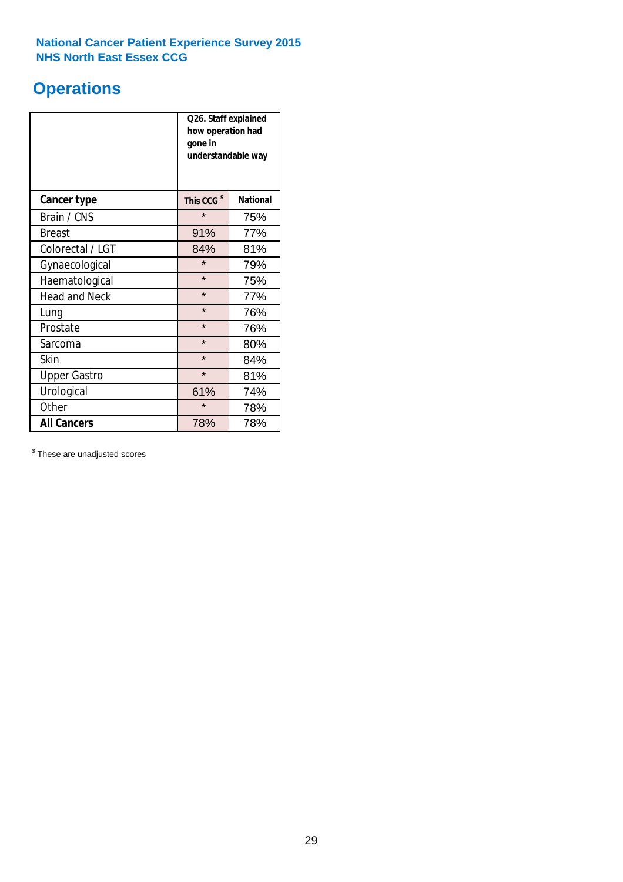National Cancer Patient Experience Survey 2015
NHS North East Essex CCG

# Operations

| | Q26. Staff explained how operation had gone in understandable way | |
|---|---|---|
| **Cancer type** | **This CCG $** | **National** |
| Brain / CNS | * | 75% |
| Breast | 91% | 77% |
| Colorectal / LGT | 84% | 81% |
| Gynaecological | * | 79% |
| Haematological | * | 75% |
| Head and Neck | * | 77% |
| Lung | * | 76% |
| Prostate | * | 76% |
| Sarcoma | * | 80% |
| Skin | * | 84% |
| Upper Gastro | * | 81% |
| Urological | 61% | 74% |
| Other | * | 78% |
| **All Cancers** | 78% | 78% |

$ These are unadjusted scores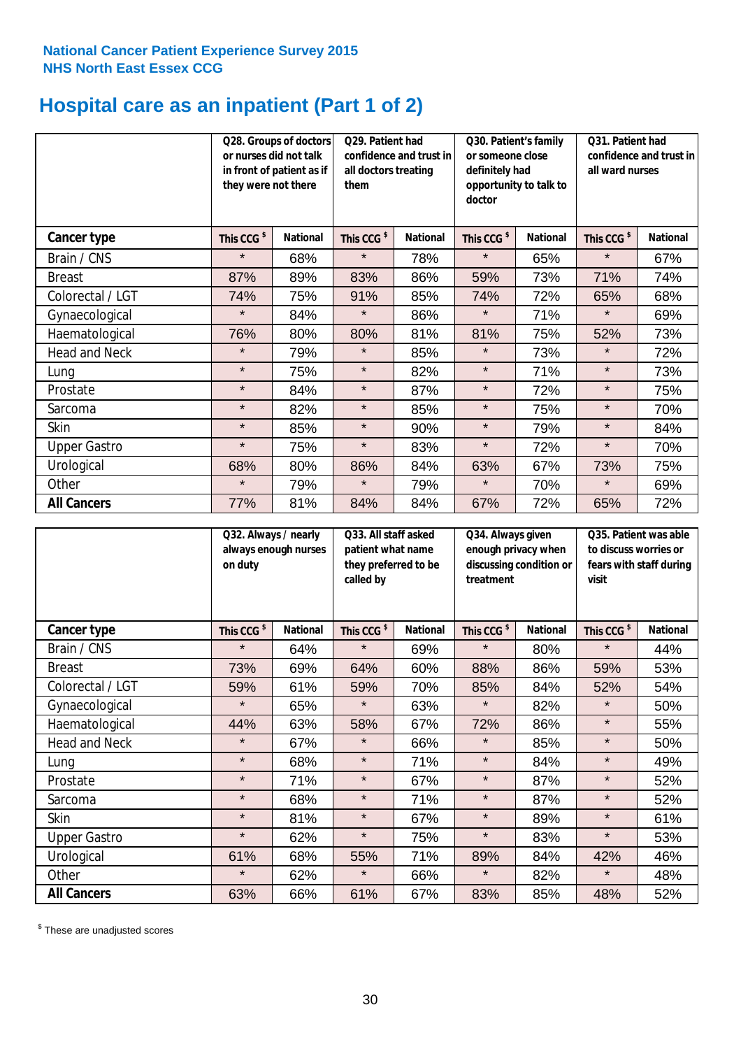National Cancer Patient Experience Survey 2015
NHS North East Essex CCG

# Hospital care as an inpatient (Part 1 of 2)

| | Q28. Groups of doctors or nurses did not talk in front of patient as if they were not there | | Q29. Patient had confidence and trust in all doctors treating them | | Q30. Patient's family or someone close definitely had opportunity to talk to doctor | | Q31. Patient had confidence and trust in all ward nurses | |
|---|---|---|---|---|---|---|---|---|
| **Cancer type** | This CCG $ | National | This CCG $ | National | This CCG $ | National | This CCG $ | National |
| Brain / CNS | * | 68% | * | 78% | * | 65% | * | 67% |
| Breast | 87% | 89% | 83% | 86% | 59% | 73% | 71% | 74% |
| Colorectal / LGT | 74% | 75% | 91% | 85% | 74% | 72% | 65% | 68% |
| Gynaecological | * | 84% | * | 86% | * | 71% | * | 69% |
| Haematological | 76% | 80% | 80% | 81% | 81% | 75% | 52% | 73% |
| Head and Neck | * | 79% | * | 85% | * | 73% | * | 72% |
| Lung | * | 75% | * | 82% | * | 71% | * | 73% |
| Prostate | * | 84% | * | 87% | * | 72% | * | 75% |
| Sarcoma | * | 82% | * | 85% | * | 75% | * | 70% |
| Skin | * | 85% | * | 90% | * | 79% | * | 84% |
| Upper Gastro | * | 75% | * | 83% | * | 72% | * | 70% |
| Urological | 68% | 80% | 86% | 84% | 63% | 67% | 73% | 75% |
| Other | * | 79% | * | 79% | * | 70% | * | 69% |
| **All Cancers** | 77% | 81% | 84% | 84% | 67% | 72% | 65% | 72% |

| | Q32. Always / nearly always enough nurses on duty | | Q33. All staff asked patient what name they preferred to be called by | | Q34. Always given enough privacy when discussing condition or treatment | | Q35. Patient was able to discuss worries or fears with staff during visit | |
|---|---|---|---|---|---|---|---|---|
| **Cancer type** | This CCG $ | National | This CCG $ | National | This CCG $ | National | This CCG $ | National |
| Brain / CNS | * | 64% | * | 69% | * | 80% | * | 44% |
| Breast | 73% | 69% | 64% | 60% | 88% | 86% | 59% | 53% |
| Colorectal / LGT | 59% | 61% | 59% | 70% | 85% | 84% | 52% | 54% |
| Gynaecological | * | 65% | * | 63% | * | 82% | * | 50% |
| Haematological | 44% | 63% | 58% | 67% | 72% | 86% | * | 55% |
| Head and Neck | * | 67% | * | 66% | * | 85% | * | 50% |
| Lung | * | 68% | * | 71% | * | 84% | * | 49% |
| Prostate | * | 71% | * | 67% | * | 87% | * | 52% |
| Sarcoma | * | 68% | * | 71% | * | 87% | * | 52% |
| Skin | * | 81% | * | 67% | * | 89% | * | 61% |
| Upper Gastro | * | 62% | * | 75% | * | 83% | * | 53% |
| Urological | 61% | 68% | 55% | 71% | 89% | 84% | 42% | 46% |
| Other | * | 62% | * | 66% | * | 82% | * | 48% |
| **All Cancers** | 63% | 66% | 61% | 67% | 83% | 85% | 48% | 52% |

$ These are unadjusted scores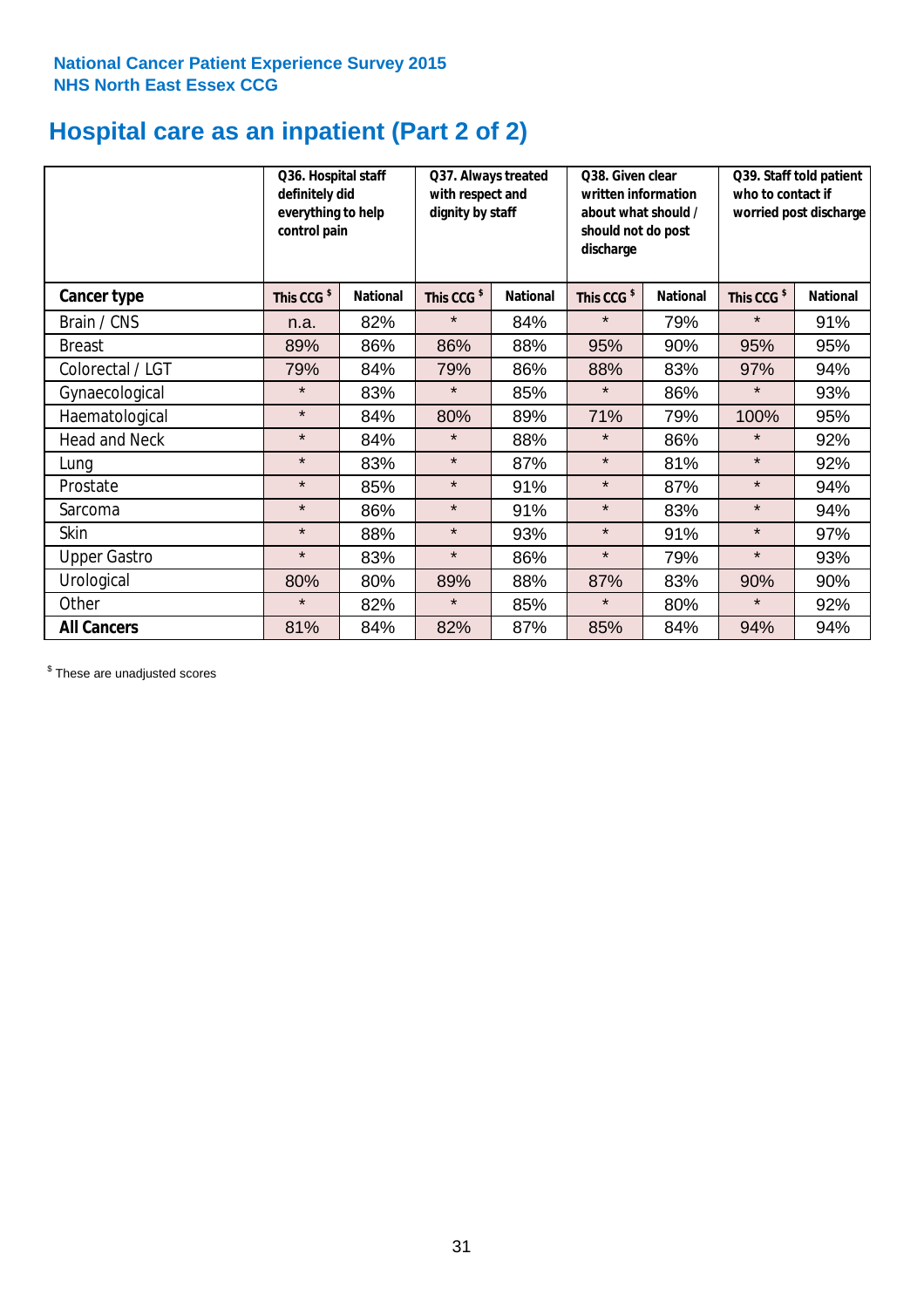National Cancer Patient Experience Survey 2015
NHS North East Essex CCG

# Hospital care as an inpatient (Part 2 of 2)

| | Q36. Hospital staff definitely did everything to help control pain | | Q37. Always treated with respect and dignity by staff | | Q38. Given clear written information about what should / should not do post discharge | | Q39. Staff told patient who to contact if worried post discharge | |
|---|---|---|---|---|---|---|---|---|
| **Cancer type** | **This CCG $** | **National** | **This CCG $** | **National** | **This CCG $** | **National** | **This CCG $** | **National** |
| Brain / CNS | n.a. | 82% | * | 84% | * | 79% | * | 91% |
| Breast | 89% | 86% | 86% | 88% | 95% | 90% | 95% | 95% |
| Colorectal / LGT | 79% | 84% | 79% | 86% | 88% | 83% | 97% | 94% |
| Gynaecological | * | 83% | * | 85% | * | 86% | * | 93% |
| Haematological | * | 84% | 80% | 89% | 71% | 79% | 100% | 95% |
| Head and Neck | * | 84% | * | 88% | * | 86% | * | 92% |
| Lung | * | 83% | * | 87% | * | 81% | * | 92% |
| Prostate | * | 85% | * | 91% | * | 87% | * | 94% |
| Sarcoma | * | 86% | * | 91% | * | 83% | * | 94% |
| Skin | * | 88% | * | 93% | * | 91% | * | 97% |
| Upper Gastro | * | 83% | * | 86% | * | 79% | * | 93% |
| Urological | 80% | 80% | 89% | 88% | 87% | 83% | 90% | 90% |
| Other | * | 82% | * | 85% | * | 80% | * | 92% |
| **All Cancers** | 81% | 84% | 82% | 87% | 85% | 84% | 94% | 94% |

$ These are unadjusted scores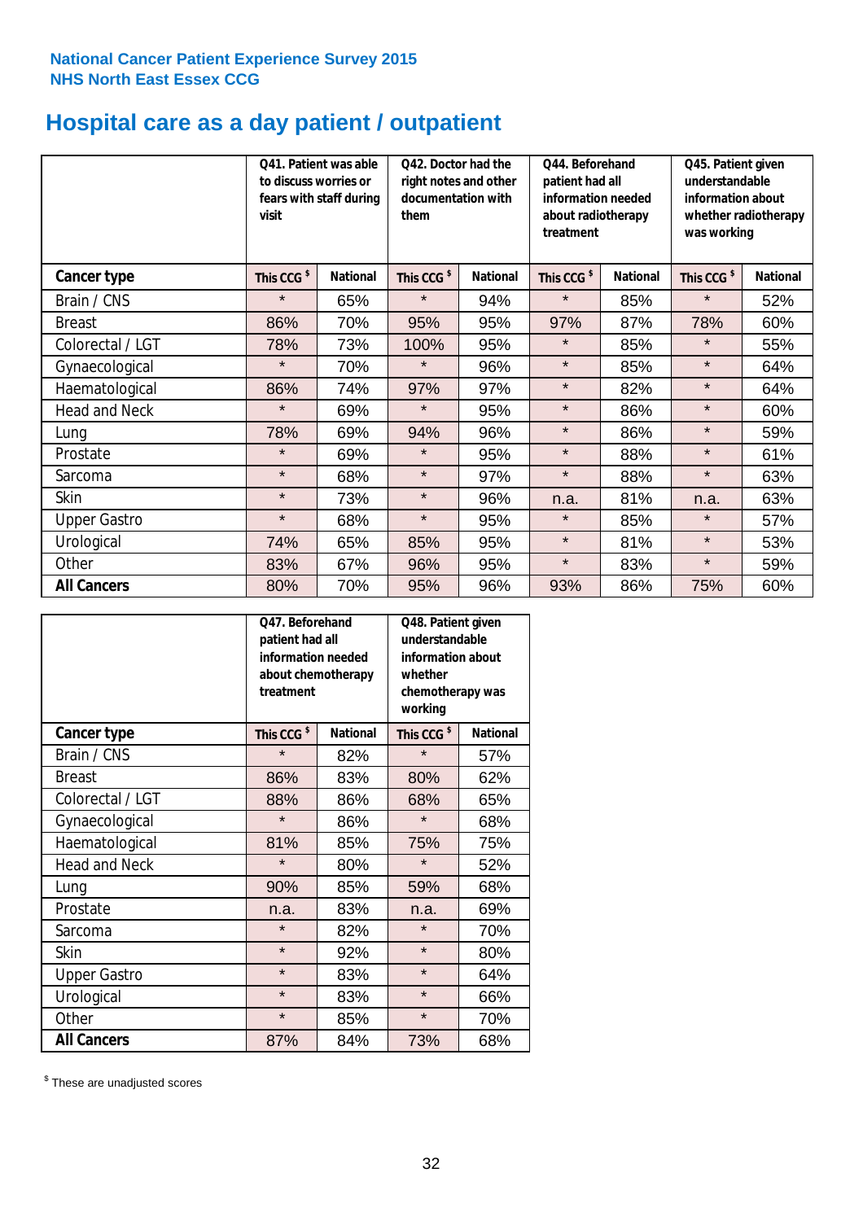National Cancer Patient Experience Survey 2015
NHS North East Essex CCG

# Hospital care as a day patient / outpatient

| | Q41. Patient was able to discuss worries or fears with staff during visit | | Q42. Doctor had the right notes and other documentation with them | | Q44. Beforehand patient had all information needed about radiotherapy treatment | | Q45. Patient given understandable information about whether radiotherapy was working | |
|---|---|---|---|---|---|---|---|---|
| **Cancer type** | **This CCG $** | **National** | **This CCG $** | **National** | **This CCG $** | **National** | **This CCG $** | **National** |
| Brain / CNS | * | 65% | * | 94% | * | 85% | * | 52% |
| Breast | 86% | 70% | 95% | 95% | 97% | 87% | 78% | 60% |
| Colorectal / LGT | 78% | 73% | 100% | 95% | * | 85% | * | 55% |
| Gynaecological | * | 70% | * | 96% | * | 85% | * | 64% |
| Haematological | 86% | 74% | 97% | 97% | * | 82% | * | 64% |
| Head and Neck | * | 69% | * | 95% | * | 86% | * | 60% |
| Lung | 78% | 69% | 94% | 96% | * | 86% | * | 59% |
| Prostate | * | 69% | * | 95% | * | 88% | * | 61% |
| Sarcoma | * | 68% | * | 97% | * | 88% | * | 63% |
| Skin | * | 73% | * | 96% | n.a. | 81% | n.a. | 63% |
| Upper Gastro | * | 68% | * | 95% | * | 85% | * | 57% |
| Urological | 74% | 65% | 85% | 95% | * | 81% | * | 53% |
| Other | 83% | 67% | 96% | 95% | * | 83% | * | 59% |
| **All Cancers** | 80% | 70% | 95% | 96% | 93% | 86% | 75% | 60% |

| | Q47. Beforehand patient had all information needed about chemotherapy treatment | | Q48. Patient given understandable information about whether chemotherapy was working | |
|---|---|---|---|---|
| **Cancer type** | **This CCG $** | **National** | **This CCG $** | **National** |
| Brain / CNS | * | 82% | * | 57% |
| Breast | 86% | 83% | 80% | 62% |
| Colorectal / LGT | 88% | 86% | 68% | 65% |
| Gynaecological | * | 86% | * | 68% |
| Haematological | 81% | 85% | 75% | 75% |
| Head and Neck | * | 80% | * | 52% |
| Lung | 90% | 85% | 59% | 68% |
| Prostate | n.a. | 83% | n.a. | 69% |
| Sarcoma | * | 82% | * | 70% |
| Skin | * | 92% | * | 80% |
| Upper Gastro | * | 83% | * | 64% |
| Urological | * | 83% | * | 66% |
| Other | * | 85% | * | 70% |
| **All Cancers** | 87% | 84% | 73% | 68% |

$ These are unadjusted scores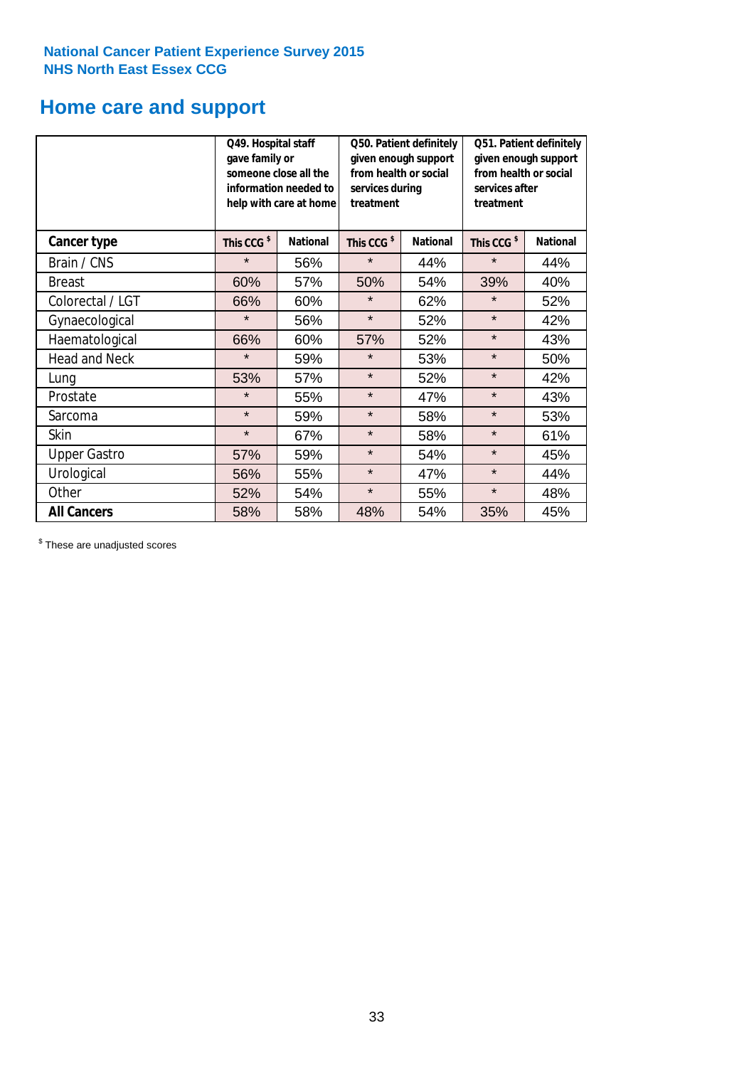National Cancer Patient Experience Survey 2015
NHS North East Essex CCG

# Home care and support

| | Q49. Hospital staff gave family or someone close all the information needed to help with care at home | | Q50. Patient definitely given enough support from health or social services during treatment | | Q51. Patient definitely given enough support from health or social services after treatment | |
|---|---|---|---|---|---|---|
| **Cancer type** | **This CCG $** | **National** | **This CCG $** | **National** | **This CCG $** | **National** |
| Brain / CNS | * | 56% | * | 44% | * | 44% |
| Breast | 60% | 57% | 50% | 54% | 39% | 40% |
| Colorectal / LGT | 66% | 60% | * | 62% | * | 52% |
| Gynaecological | * | 56% | * | 52% | * | 42% |
| Haematological | 66% | 60% | 57% | 52% | * | 43% |
| Head and Neck | * | 59% | * | 53% | * | 50% |
| Lung | 53% | 57% | * | 52% | * | 42% |
| Prostate | * | 55% | * | 47% | * | 43% |
| Sarcoma | * | 59% | * | 58% | * | 53% |
| Skin | * | 67% | * | 58% | * | 61% |
| Upper Gastro | 57% | 59% | * | 54% | * | 45% |
| Urological | 56% | 55% | * | 47% | * | 44% |
| Other | 52% | 54% | * | 55% | * | 48% |
| **All Cancers** | 58% | 58% | 48% | 54% | 35% | 45% |

$ These are unadjusted scores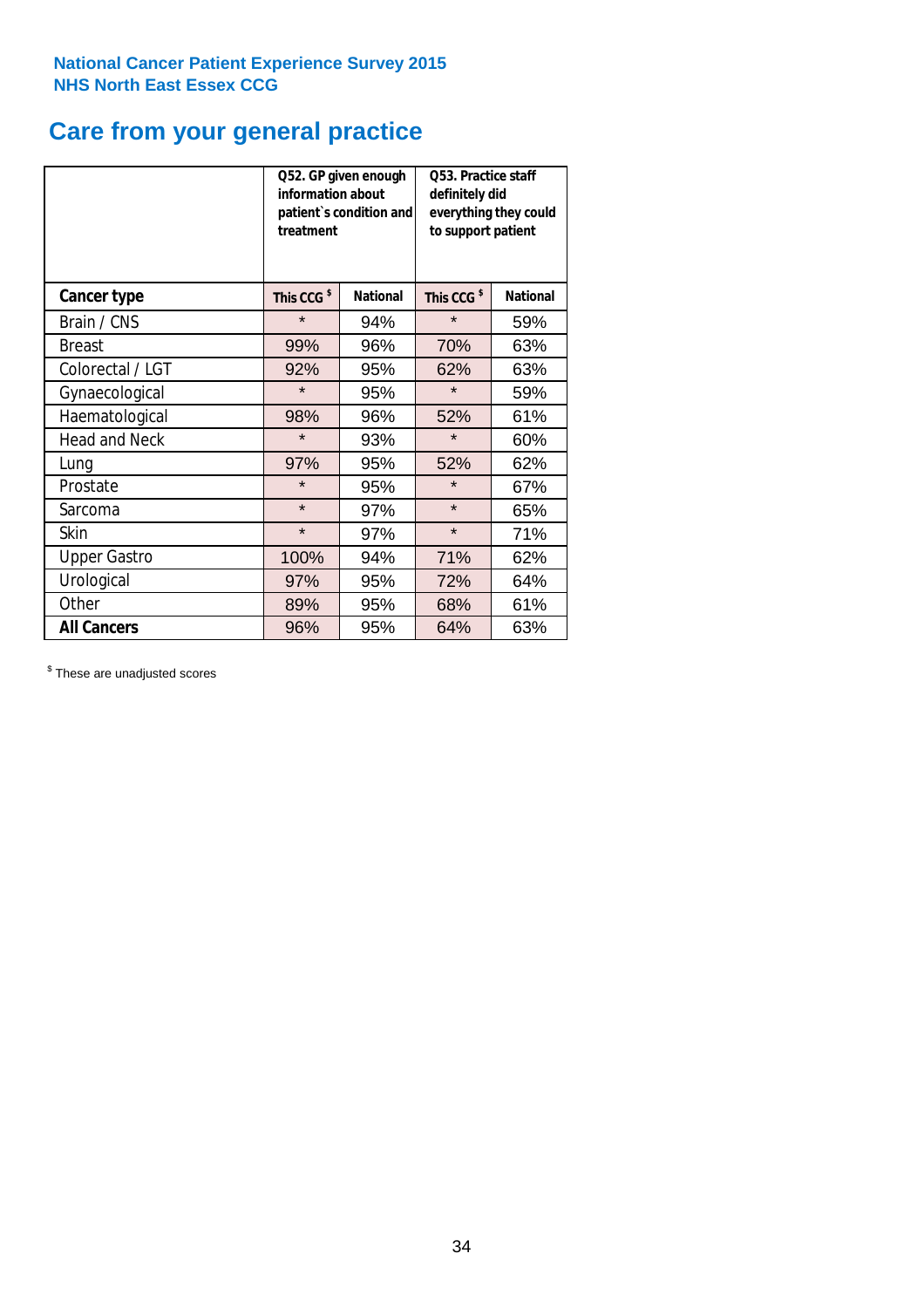National Cancer Patient Experience Survey 2015
NHS North East Essex CCG

# Care from your general practice

| | Q52. GP given enough information about patient`s condition and treatment | | Q53. Practice staff definitely did everything they could to support patient | |
|---|---|---|---|---|
| **Cancer type** | **This CCG $** | **National** | **This CCG $** | **National** |
| Brain / CNS | * | 94% | * | 59% |
| Breast | 99% | 96% | 70% | 63% |
| Colorectal / LGT | 92% | 95% | 62% | 63% |
| Gynaecological | * | 95% | * | 59% |
| Haematological | 98% | 96% | 52% | 61% |
| Head and Neck | * | 93% | * | 60% |
| Lung | 97% | 95% | 52% | 62% |
| Prostate | * | 95% | * | 67% |
| Sarcoma | * | 97% | * | 65% |
| Skin | * | 97% | * | 71% |
| Upper Gastro | 100% | 94% | 71% | 62% |
| Urological | 97% | 95% | 72% | 64% |
| Other | 89% | 95% | 68% | 61% |
| **All Cancers** | 96% | 95% | 64% | 63% |

$ These are unadjusted scores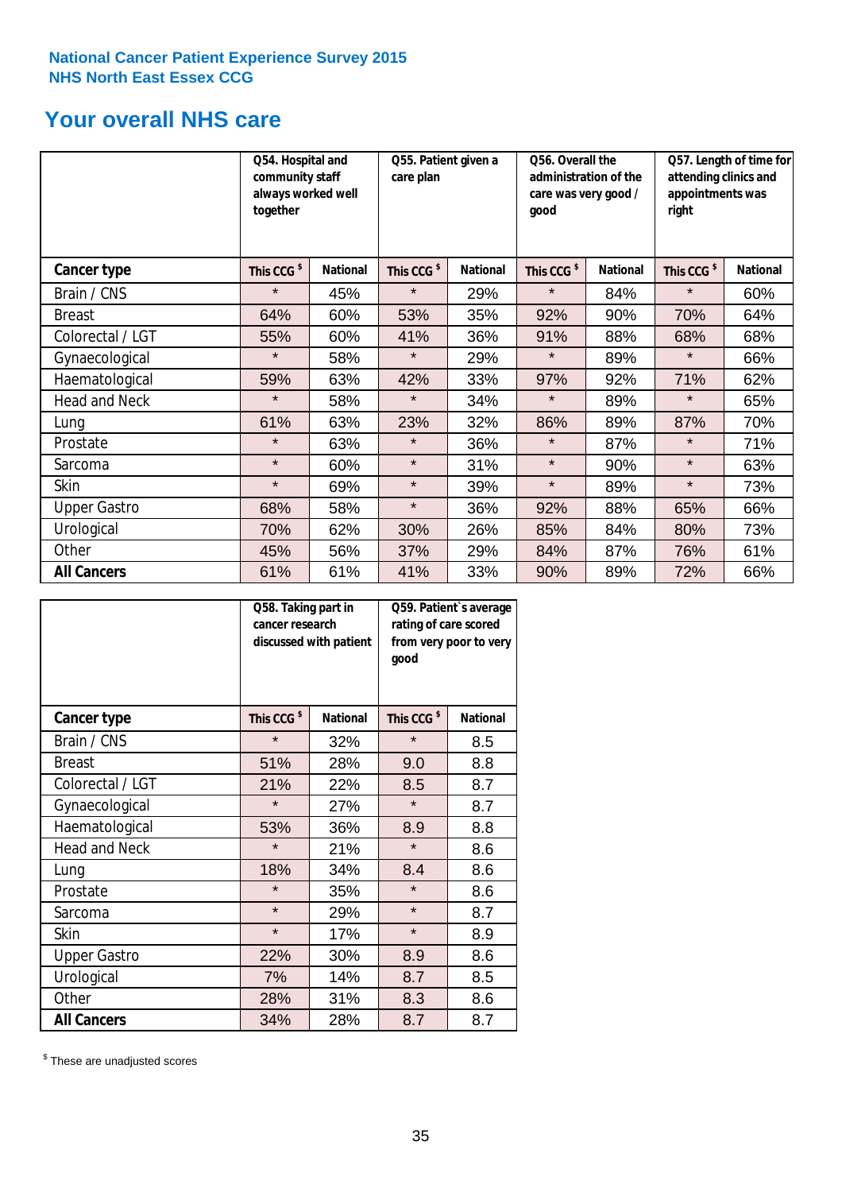**National Cancer Patient Experience Survey 2015**
**NHS North East Essex CCG**

# Your overall NHS care

| | Q54. Hospital and community staff always worked well together | | Q55. Patient given a care plan | | Q56. Overall the administration of the care was very good / good | | Q57. Length of time for attending clinics and appointments was right | |
|---|---|---|---|---|---|---|---|---|
| **Cancer type** | This CCG $ | National | This CCG $ | National | This CCG $ | National | This CCG $ | National |
| Brain / CNS | * | 45% | * | 29% | * | 84% | * | 60% |
| Breast | 64% | 60% | 53% | 35% | 92% | 90% | 70% | 64% |
| Colorectal / LGT | 55% | 60% | 41% | 36% | 91% | 88% | 68% | 68% |
| Gynaecological | * | 58% | * | 29% | * | 89% | * | 66% |
| Haematological | 59% | 63% | 42% | 33% | 97% | 92% | 71% | 62% |
| Head and Neck | * | 58% | * | 34% | * | 89% | * | 65% |
| Lung | 61% | 63% | 23% | 32% | 86% | 89% | 87% | 70% |
| Prostate | * | 63% | * | 36% | * | 87% | * | 71% |
| Sarcoma | * | 60% | * | 31% | * | 90% | * | 63% |
| Skin | * | 69% | * | 39% | * | 89% | * | 73% |
| Upper Gastro | 68% | 58% | * | 36% | 92% | 88% | 65% | 66% |
| Urological | 70% | 62% | 30% | 26% | 85% | 84% | 80% | 73% |
| Other | 45% | 56% | 37% | 29% | 84% | 87% | 76% | 61% |
| **All Cancers** | 61% | 61% | 41% | 33% | 90% | 89% | 72% | 66% |

| | Q58. Taking part in cancer research discussed with patient | | Q59. Patient`s average rating of care scored from very poor to very good | |
|---|---|---|---|---|
| **Cancer type** | This CCG $ | National | This CCG $ | National |
| Brain / CNS | * | 32% | * | 8.5 |
| Breast | 51% | 28% | 9.0 | 8.8 |
| Colorectal / LGT | 21% | 22% | 8.5 | 8.7 |
| Gynaecological | * | 27% | * | 8.7 |
| Haematological | 53% | 36% | 8.9 | 8.8 |
| Head and Neck | * | 21% | * | 8.6 |
| Lung | 18% | 34% | 8.4 | 8.6 |
| Prostate | * | 35% | * | 8.6 |
| Sarcoma | * | 29% | * | 8.7 |
| Skin | * | 17% | * | 8.9 |
| Upper Gastro | 22% | 30% | 8.9 | 8.6 |
| Urological | 7% | 14% | 8.7 | 8.5 |
| Other | 28% | 31% | 8.3 | 8.6 |
| **All Cancers** | 34% | 28% | 8.7 | 8.7 |

$ These are unadjusted scores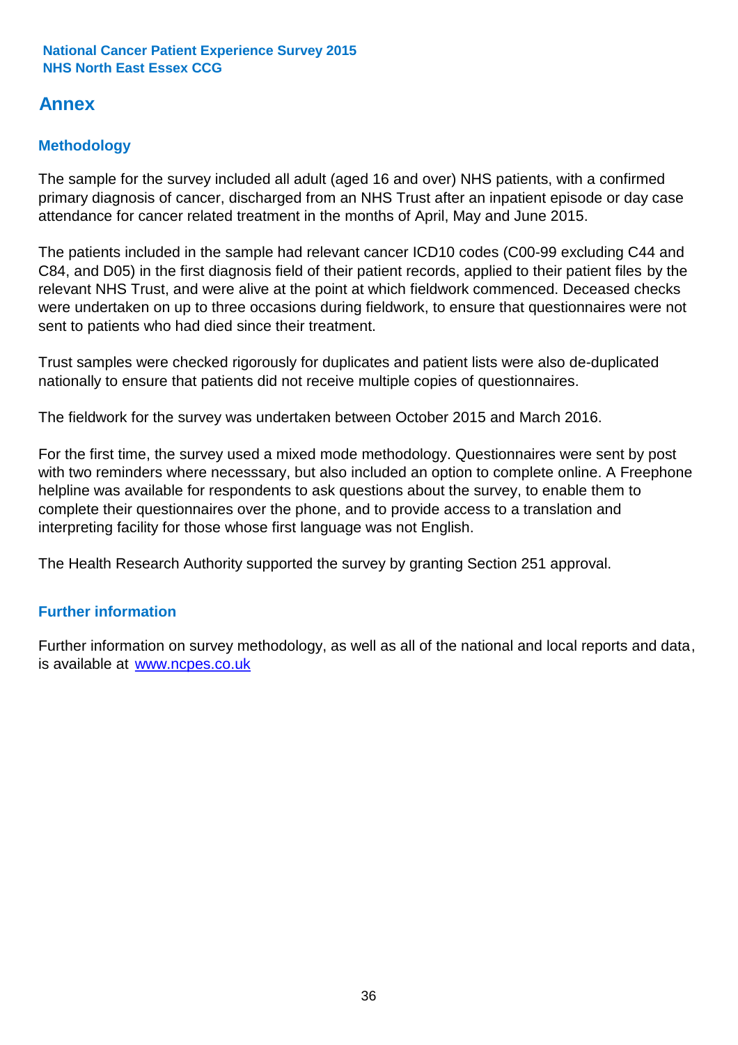## Annex

### Methodology

The sample for the survey included all adult (aged 16 and over) NHS patients, with a confirmed primary diagnosis of cancer, discharged from an NHS Trust after an inpatient episode or day case attendance for cancer related treatment in the months of April, May and June 2015.

The patients included in the sample had relevant cancer ICD10 codes (C00-99 excluding C44 and C84, and D05) in the first diagnosis field of their patient records, applied to their patient files by the relevant NHS Trust, and were alive at the point at which fieldwork commenced. Deceased checks were undertaken on up to three occasions during fieldwork, to ensure that questionnaires were not sent to patients who had died since their treatment.

Trust samples were checked rigorously for duplicates and patient lists were also de-duplicated nationally to ensure that patients did not receive multiple copies of questionnaires.

The fieldwork for the survey was undertaken between October 2015 and March 2016.

For the first time, the survey used a mixed mode methodology. Questionnaires were sent by post with two reminders where necesssary, but also included an option to complete online. A Freephone helpline was available for respondents to ask questions about the survey, to enable them to complete their questionnaires over the phone, and to provide access to a translation and interpreting facility for those whose first language was not English.

The Health Research Authority supported the survey by granting Section 251 approval.

### Further information

Further information on survey methodology, as well as all of the national and local reports and data, is available at [www.ncpes.co.uk](http://www.ncpes.co.uk)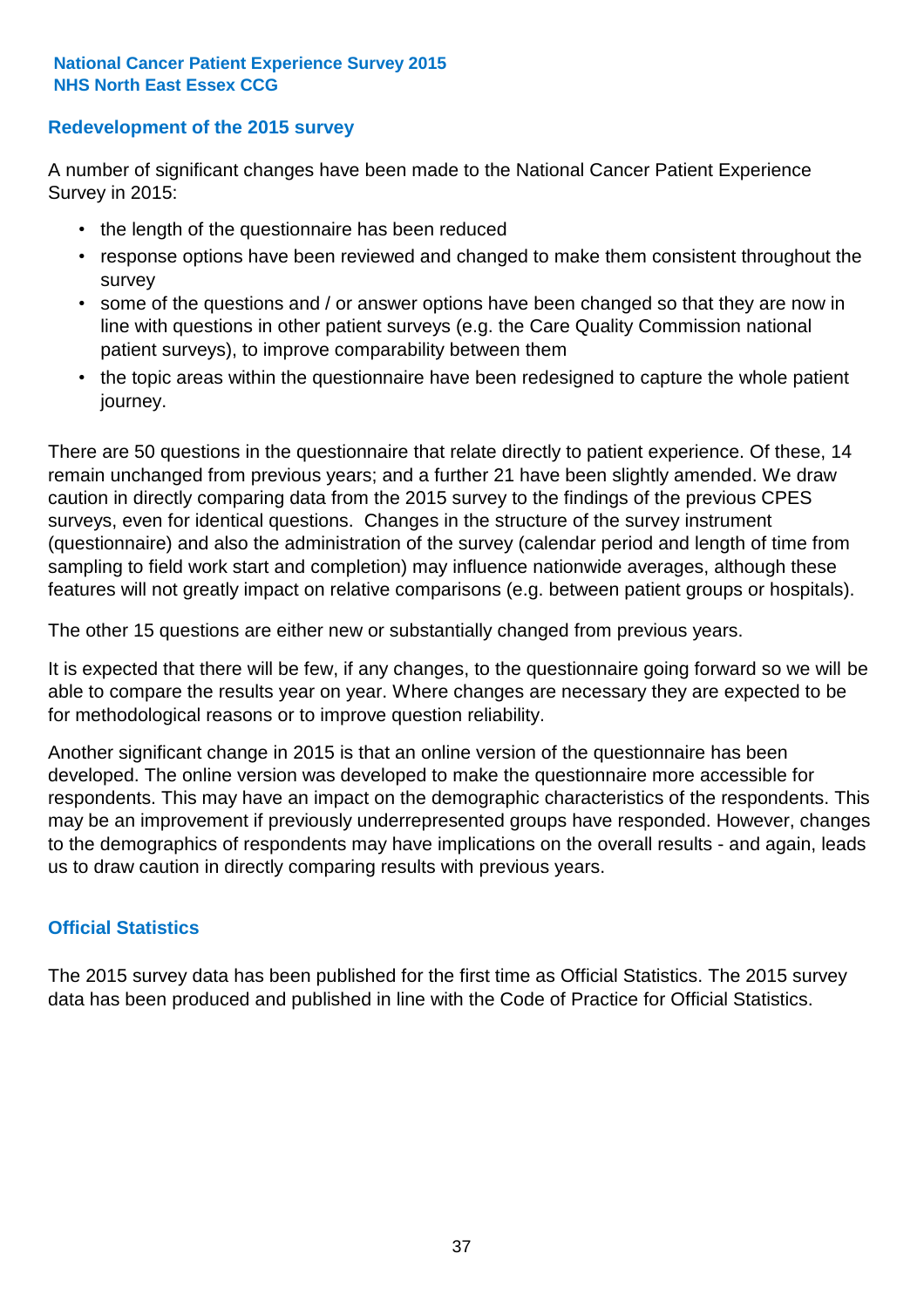**National Cancer Patient Experience Survey 2015**
**NHS North East Essex CCG**

## Redevelopment of the 2015 survey

A number of significant changes have been made to the National Cancer Patient Experience Survey in 2015:

- the length of the questionnaire has been reduced
- response options have been reviewed and changed to make them consistent throughout the survey
- some of the questions and / or answer options have been changed so that they are now in line with questions in other patient surveys (e.g. the Care Quality Commission national patient surveys), to improve comparability between them
- the topic areas within the questionnaire have been redesigned to capture the whole patient journey.

There are 50 questions in the questionnaire that relate directly to patient experience. Of these, 14 remain unchanged from previous years; and a further 21 have been slightly amended. We draw caution in directly comparing data from the 2015 survey to the findings of the previous CPES surveys, even for identical questions. Changes in the structure of the survey instrument (questionnaire) and also the administration of the survey (calendar period and length of time from sampling to field work start and completion) may influence nationwide averages, although these features will not greatly impact on relative comparisons (e.g. between patient groups or hospitals).

The other 15 questions are either new or substantially changed from previous years.

It is expected that there will be few, if any changes, to the questionnaire going forward so we will be able to compare the results year on year. Where changes are necessary they are expected to be for methodological reasons or to improve question reliability.

Another significant change in 2015 is that an online version of the questionnaire has been developed. The online version was developed to make the questionnaire more accessible for respondents. This may have an impact on the demographic characteristics of the respondents. This may be an improvement if previously underrepresented groups have responded. However, changes to the demographics of respondents may have implications on the overall results - and again, leads us to draw caution in directly comparing results with previous years.

## Official Statistics

The 2015 survey data has been published for the first time as Official Statistics. The 2015 survey data has been produced and published in line with the Code of Practice for Official Statistics.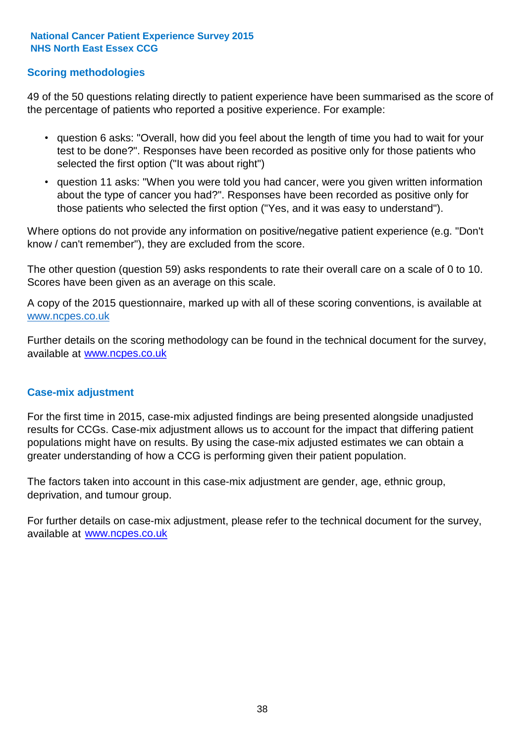## Scoring methodologies

49 of the 50 questions relating directly to patient experience have been summarised as the score of the percentage of patients who reported a positive experience. For example:

- question 6 asks: "Overall, how did you feel about the length of time you had to wait for your test to be done?". Responses have been recorded as positive only for those patients who selected the first option ("It was about right")
- question 11 asks: "When you were told you had cancer, were you given written information about the type of cancer you had?". Responses have been recorded as positive only for those patients who selected the first option ("Yes, and it was easy to understand").

Where options do not provide any information on positive/negative patient experience (e.g. "Don't know / can't remember"), they are excluded from the score.

The other question (question 59) asks respondents to rate their overall care on a scale of 0 to 10. Scores have been given as an average on this scale.

A copy of the 2015 questionnaire, marked up with all of these scoring conventions, is available at www.ncpes.co.uk

Further details on the scoring methodology can be found in the technical document for the survey, available at www.ncpes.co.uk

## Case-mix adjustment

For the first time in 2015, case-mix adjusted findings are being presented alongside unadjusted results for CCGs. Case-mix adjustment allows us to account for the impact that differing patient populations might have on results. By using the case-mix adjusted estimates we can obtain a greater understanding of how a CCG is performing given their patient population.

The factors taken into account in this case-mix adjustment are gender, age, ethnic group, deprivation, and tumour group.

For further details on case-mix adjustment, please refer to the technical document for the survey, available at www.ncpes.co.uk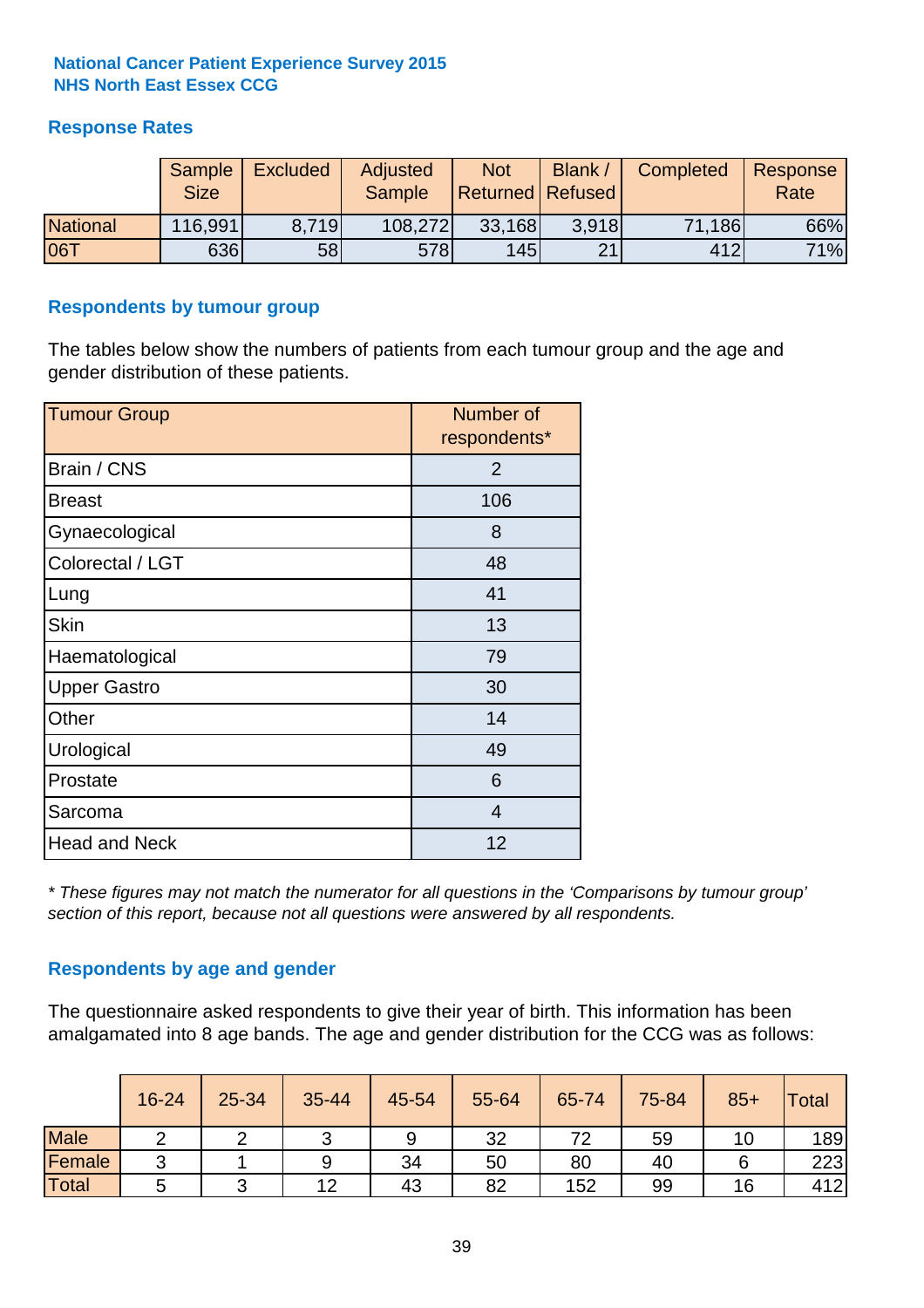**National Cancer Patient Experience Survey 2015**
**NHS North East Essex CCG**

## Response Rates

| | Sample Size | Excluded | Adjusted Sample | Not Returned | Blank / Refused | Completed | Response Rate |
|---|---|---|---|---|---|---|---|
| National | 116,991 | 8,719 | 108,272 | 33,168 | 3,918 | 71,186 | 66% |
| 06T | 636 | 58 | 578 | 145 | 21 | 412 | 71% |

## Respondents by tumour group

The tables below show the numbers of patients from each tumour group and the age and gender distribution of these patients.

| Tumour Group | Number of respondents* |
|---|---|
| Brain / CNS | 2 |
| Breast | 106 |
| Gynaecological | 8 |
| Colorectal / LGT | 48 |
| Lung | 41 |
| Skin | 13 |
| Haematological | 79 |
| Upper Gastro | 30 |
| Other | 14 |
| Urological | 49 |
| Prostate | 6 |
| Sarcoma | 4 |
| Head and Neck | 12 |

*\* These figures may not match the numerator for all questions in the 'Comparisons by tumour group' section of this report, because not all questions were answered by all respondents.*

## Respondents by age and gender

The questionnaire asked respondents to give their year of birth. This information has been amalgamated into 8 age bands. The age and gender distribution for the CCG was as follows:

| | 16-24 | 25-34 | 35-44 | 45-54 | 55-64 | 65-74 | 75-84 | 85+ | Total |
|---|---|---|---|---|---|---|---|---|---|
| Male | 2 | 2 | 3 | 9 | 32 | 72 | 59 | 10 | 189 |
| Female | 3 | 1 | 9 | 34 | 50 | 80 | 40 | 6 | 223 |
| Total | 5 | 3 | 12 | 43 | 82 | 152 | 99 | 16 | 412 |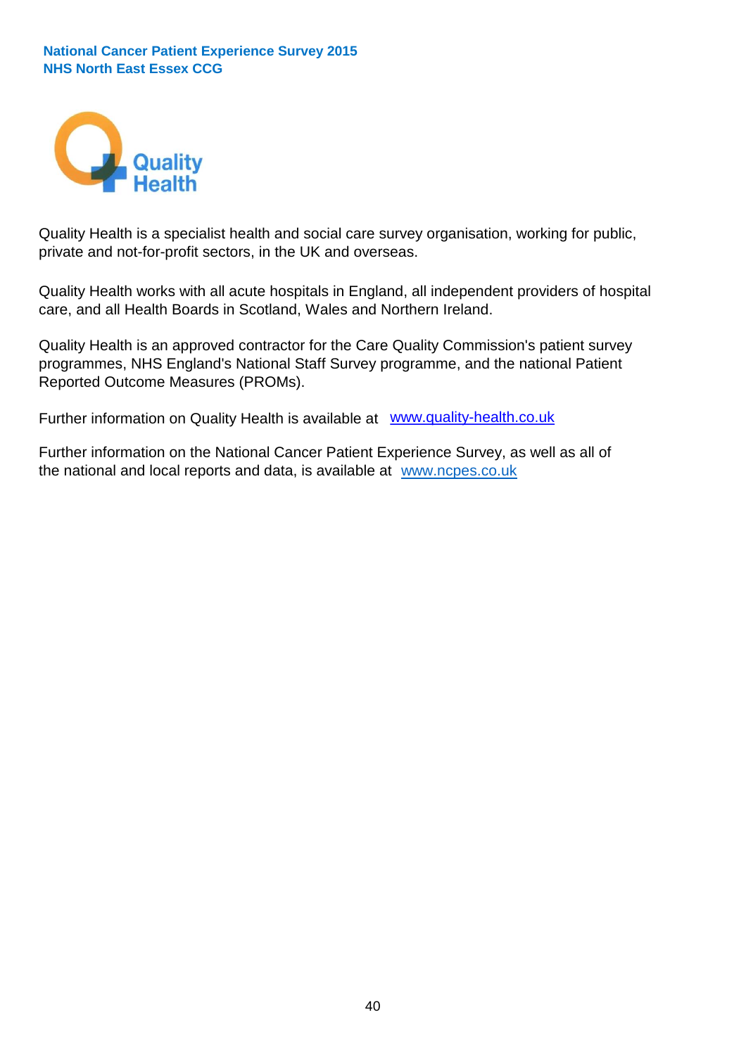Quality Health is a specialist health and social care survey organisation, working for public, private and not-for-profit sectors, in the UK and overseas.

Quality Health works with all acute hospitals in England, all independent providers of hospital care, and all Health Boards in Scotland, Wales and Northern Ireland.

Quality Health is an approved contractor for the Care Quality Commission's patient survey programmes, NHS England's National Staff Survey programme, and the national Patient Reported Outcome Measures (PROMs).

Further information on Quality Health is available at [www.quality-health.co.uk](http://www.quality-health.co.uk)

Further information on the National Cancer Patient Experience Survey, as well as all of the national and local reports and data, is available at [www.ncpes.co.uk](http://www.ncpes.co.uk)